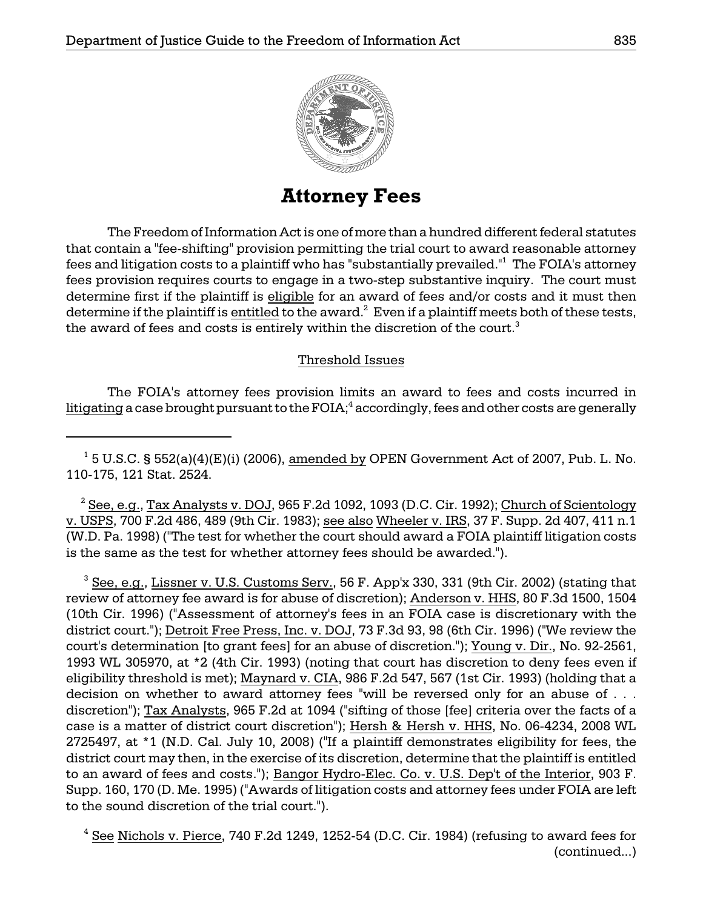# Attorney Fees

The Freedom of Information Act is one of more than a hundred different federal statutes that contain a "fee-shifting" provision permitting the trial court to award reasonable attorney fees and litigation costs to a plaintiff who has "substantially prevailed."[1] The FOIA's attorney fees provision requires courts to engage in a two-step substantive inquiry. The court must determine first if the plaintiff is eligible for an award of fees and/or costs and it must then determine if the plaintiff is entitled to the award.[2] Even if a plaintiff meets both of these tests, the award of fees and costs is entirely within the discretion of the court.[3]

## Threshold Issues

The FOIA's attorney fees provision limits an award to fees and costs incurred in litigating a case brought pursuant to the FOIA;[4] accordingly, fees and other costs are generally

---

[1] 5 U.S.C. § 552(a)(4)(E)(i) (2006), amended by OPEN Government Act of 2007, Pub. L. No. 110-175, 121 Stat. 2524.

[2] See, e.g., Tax Analysts v. DOJ, 965 F.2d 1092, 1093 (D.C. Cir. 1992); Church of Scientology v. USPS, 700 F.2d 486, 489 (9th Cir. 1983); see also Wheeler v. IRS, 37 F. Supp. 2d 407, 411 n.1 (W.D. Pa. 1998) ("The test for whether the court should award a FOIA plaintiff litigation costs is the same as the test for whether attorney fees should be awarded.").

[3] See, e.g., Lissner v. U.S. Customs Serv., 56 F. App'x 330, 331 (9th Cir. 2002) (stating that review of attorney fee award is for abuse of discretion); Anderson v. HHS, 80 F.3d 1500, 1504 (10th Cir. 1996) ("Assessment of attorney's fees in an FOIA case is discretionary with the district court."); Detroit Free Press, Inc. v. DOJ, 73 F.3d 93, 98 (6th Cir. 1996) ("We review the court's determination [to grant fees] for an abuse of discretion."); Young v. Dir., No. 92-2561, 1993 WL 305970, at *2 (4th Cir. 1993) (noting that court has discretion to deny fees even if eligibility threshold is met); Maynard v. CIA, 986 F.2d 547, 567 (1st Cir. 1993) (holding that a decision on whether to award attorney fees "will be reversed only for an abuse of . . . discretion"); Tax Analysts, 965 F.2d at 1094 ("sifting of those [fee] criteria over the facts of a case is a matter of district court discretion"); Hersh & Hersh v. HHS, No. 06-4234, 2008 WL 2725497, at *1 (N.D. Cal. July 10, 2008) ("If a plaintiff demonstrates eligibility for fees, the district court may then, in the exercise of its discretion, determine that the plaintiff is entitled to an award of fees and costs."); Bangor Hydro-Elec. Co. v. U.S. Dep't of the Interior, 903 F. Supp. 160, 170 (D. Me. 1995) ("Awards of litigation costs and attorney fees under FOIA are left to the sound discretion of the trial court.").

[4] See Nichols v. Pierce, 740 F.2d 1249, 1252-54 (D.C. Cir. 1984) (refusing to award fees for (continued...)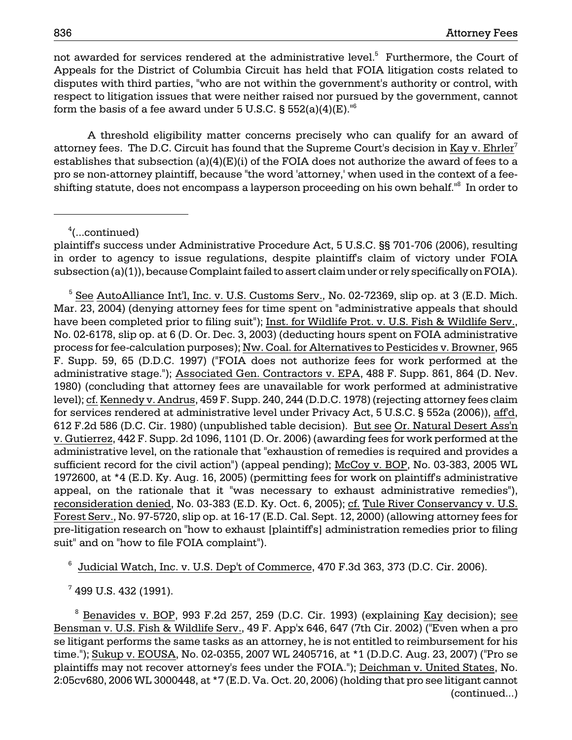not awarded for services rendered at the administrative level.[5] Furthermore, the Court of Appeals for the District of Columbia Circuit has held that FOIA litigation costs related to disputes with third parties, "who are not within the government's authority or control, with respect to litigation issues that were neither raised nor pursued by the government, cannot form the basis of a fee award under 5 U.S.C. § 552(a)(4)(E)."[6]

A threshold eligibility matter concerns precisely who can qualify for an award of attorney fees. The D.C. Circuit has found that the Supreme Court's decision in Kay v. Ehrler[7] establishes that subsection (a)(4)(E)(i) of the FOIA does not authorize the award of fees to a pro se non-attorney plaintiff, because "the word 'attorney,' when used in the context of a fee-shifting statute, does not encompass a layperson proceeding on his own behalf."[8] In order to

---

[4](...continued)
plaintiff's success under Administrative Procedure Act, 5 U.S.C. §§ 701-706 (2006), resulting in order to agency to issue regulations, despite plaintiff's claim of victory under FOIA subsection (a)(1)), because Complaint failed to assert claim under or rely specifically on FOIA).

[5] See AutoAlliance Int'l, Inc. v. U.S. Customs Serv., No. 02-72369, slip op. at 3 (E.D. Mich. Mar. 23, 2004) (denying attorney fees for time spent on "administrative appeals that should have been completed prior to filing suit"); Inst. for Wildlife Prot. v. U.S. Fish & Wildlife Serv., No. 02-6178, slip op. at 6 (D. Or. Dec. 3, 2003) (deducting hours spent on FOIA administrative process for fee-calculation purposes); Nw. Coal. for Alternatives to Pesticides v. Browner, 965 F. Supp. 59, 65 (D.D.C. 1997) ("FOIA does not authorize fees for work performed at the administrative stage."); Associated Gen. Contractors v. EPA, 488 F. Supp. 861, 864 (D. Nev. 1980) (concluding that attorney fees are unavailable for work performed at administrative level); cf. Kennedy v. Andrus, 459 F. Supp. 240, 244 (D.D.C. 1978) (rejecting attorney fees claim for services rendered at administrative level under Privacy Act, 5 U.S.C. § 552a (2006)), aff'd, 612 F.2d 586 (D.C. Cir. 1980) (unpublished table decision). But see Or. Natural Desert Ass'n v. Gutierrez, 442 F. Supp. 2d 1096, 1101 (D. Or. 2006) (awarding fees for work performed at the administrative level, on the rationale that "exhaustion of remedies is required and provides a sufficient record for the civil action") (appeal pending); McCoy v. BOP, No. 03-383, 2005 WL 1972600, at *4 (E.D. Ky. Aug. 16, 2005) (permitting fees for work on plaintiff's administrative appeal, on the rationale that it "was necessary to exhaust administrative remedies"), reconsideration denied, No. 03-383 (E.D. Ky. Oct. 6, 2005); cf. Tule River Conservancy v. U.S. Forest Serv., No. 97-5720, slip op. at 16-17 (E.D. Cal. Sept. 12, 2000) (allowing attorney fees for pre-litigation research on "how to exhaust [plaintiff's] administration remedies prior to filing suit" and on "how to file FOIA complaint").

[6] Judicial Watch, Inc. v. U.S. Dep't of Commerce, 470 F.3d 363, 373 (D.C. Cir. 2006).

[7] 499 U.S. 432 (1991).

[8] Benavides v. BOP, 993 F.2d 257, 259 (D.C. Cir. 1993) (explaining Kay decision); see Bensman v. U.S. Fish & Wildlife Serv., 49 F. App'x 646, 647 (7th Cir. 2002) ("Even when a pro se litigant performs the same tasks as an attorney, he is not entitled to reimbursement for his time."); Sukup v. EOUSA, No. 02-0355, 2007 WL 2405716, at *1 (D.D.C. Aug. 23, 2007) ("Pro se plaintiffs may not recover attorney's fees under the FOIA."); Deichman v. United States, No. 2:05cv680, 2006 WL 3000448, at *7 (E.D. Va. Oct. 20, 2006) (holding that pro see litigant cannot (continued...)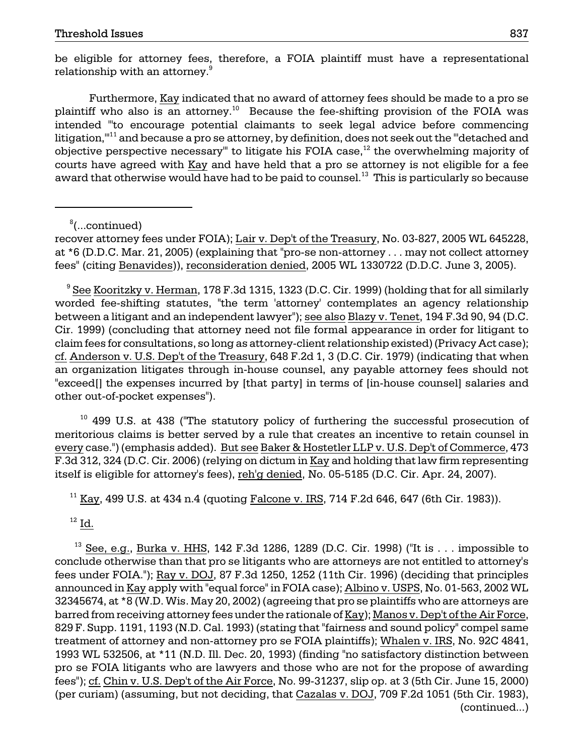be eligible for attorney fees, therefore, a FOIA plaintiff must have a representational relationship with an attorney.[9]

Furthermore, Kay indicated that no award of attorney fees should be made to a pro se plaintiff who also is an attorney.[10] Because the fee-shifting provision of the FOIA was intended "'to encourage potential claimants to seek legal advice before commencing litigation,'"[11] and because a pro se attorney, by definition, does not seek out the "'detached and objective perspective necessary'" to litigate his FOIA case,[12] the overwhelming majority of courts have agreed with Kay and have held that a pro se attorney is not eligible for a fee award that otherwise would have had to be paid to counsel.[13] This is particularly so because

---

[8](...continued)
recover attorney fees under FOIA); Lair v. Dep't of the Treasury, No. 03-827, 2005 WL 645228, at *6 (D.D.C. Mar. 21, 2005) (explaining that "pro-se non-attorney . . . may not collect attorney fees" (citing Benavides)), reconsideration denied, 2005 WL 1330722 (D.D.C. June 3, 2005).

[9] See Kooritzky v. Herman, 178 F.3d 1315, 1323 (D.C. Cir. 1999) (holding that for all similarly worded fee-shifting statutes, "the term 'attorney' contemplates an agency relationship between a litigant and an independent lawyer"); see also Blazy v. Tenet, 194 F.3d 90, 94 (D.C. Cir. 1999) (concluding that attorney need not file formal appearance in order for litigant to claim fees for consultations, so long as attorney-client relationship existed) (Privacy Act case); cf. Anderson v. U.S. Dep't of the Treasury, 648 F.2d 1, 3 (D.C. Cir. 1979) (indicating that when an organization litigates through in-house counsel, any payable attorney fees should not "exceed[] the expenses incurred by [that party] in terms of [in-house counsel] salaries and other out-of-pocket expenses").

[10] 499 U.S. at 438 ("The statutory policy of furthering the successful prosecution of meritorious claims is better served by a rule that creates an incentive to retain counsel in every case.") (emphasis added). But see Baker & Hostetler LLP v. U.S. Dep't of Commerce, 473 F.3d 312, 324 (D.C. Cir. 2006) (relying on dictum in Kay and holding that law firm representing itself is eligible for attorney's fees), reh'g denied, No. 05-5185 (D.C. Cir. Apr. 24, 2007).

[11] Kay, 499 U.S. at 434 n.4 (quoting Falcone v. IRS, 714 F.2d 646, 647 (6th Cir. 1983)).

[12] Id.

[13] See, e.g., Burka v. HHS, 142 F.3d 1286, 1289 (D.C. Cir. 1998) ("It is . . . impossible to conclude otherwise than that pro se litigants who are attorneys are not entitled to attorney's fees under FOIA."); Ray v. DOJ, 87 F.3d 1250, 1252 (11th Cir. 1996) (deciding that principles announced in Kay apply with "equal force" in FOIA case); Albino v. USPS, No. 01-563, 2002 WL 32345674, at *8 (W.D. Wis. May 20, 2002) (agreeing that pro se plaintiffs who are attorneys are barred from receiving attorney fees under the rationale of Kay); Manos v. Dep't of the Air Force, 829 F. Supp. 1191, 1193 (N.D. Cal. 1993) (stating that "fairness and sound policy" compel same treatment of attorney and non-attorney pro se FOIA plaintiffs); Whalen v. IRS, No. 92C 4841, 1993 WL 532506, at *11 (N.D. Ill. Dec. 20, 1993) (finding "no satisfactory distinction between pro se FOIA litigants who are lawyers and those who are not for the propose of awarding fees"); cf. Chin v. U.S. Dep't of the Air Force, No. 99-31237, slip op. at 3 (5th Cir. June 15, 2000) (per curiam) (assuming, but not deciding, that Cazalas v. DOJ, 709 F.2d 1051 (5th Cir. 1983),
(continued...)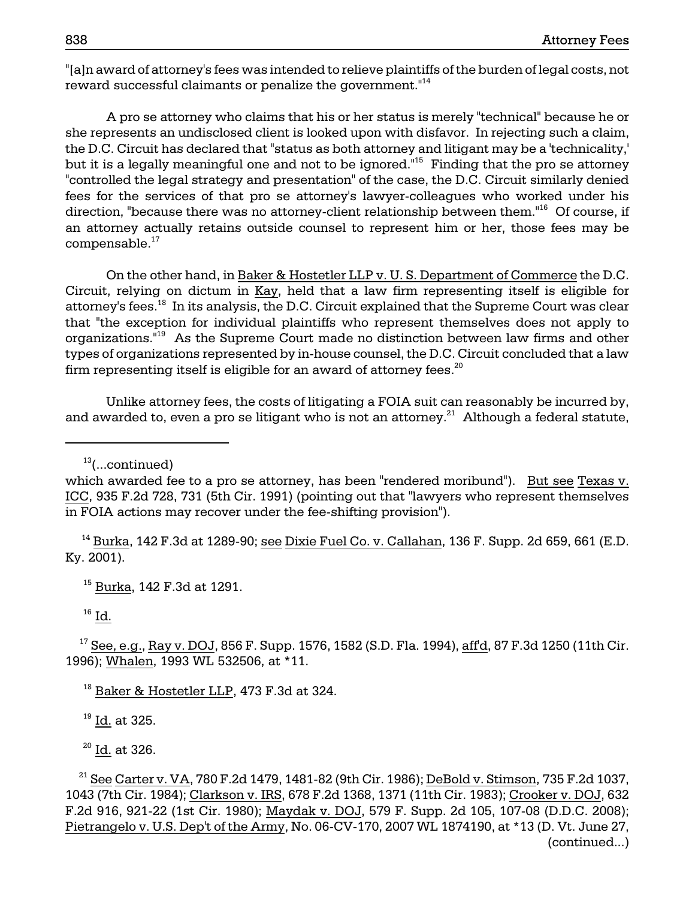"[a]n award of attorney's fees was intended to relieve plaintiffs of the burden of legal costs, not reward successful claimants or penalize the government."[14]

A pro se attorney who claims that his or her status is merely "technical" because he or she represents an undisclosed client is looked upon with disfavor. In rejecting such a claim, the D.C. Circuit has declared that "status as both attorney and litigant may be a 'technicality,' but it is a legally meaningful one and not to be ignored."[15] Finding that the pro se attorney "controlled the legal strategy and presentation" of the case, the D.C. Circuit similarly denied fees for the services of that pro se attorney's lawyer-colleagues who worked under his direction, "because there was no attorney-client relationship between them."[16] Of course, if an attorney actually retains outside counsel to represent him or her, those fees may be compensable.[17]

On the other hand, in Baker & Hostetler LLP v. U. S. Department of Commerce the D.C. Circuit, relying on dictum in Kay, held that a law firm representing itself is eligible for attorney's fees.[18] In its analysis, the D.C. Circuit explained that the Supreme Court was clear that "the exception for individual plaintiffs who represent themselves does not apply to organizations."[19] As the Supreme Court made no distinction between law firms and other types of organizations represented by in-house counsel, the D.C. Circuit concluded that a law firm representing itself is eligible for an award of attorney fees.[20]

Unlike attorney fees, the costs of litigating a FOIA suit can reasonably be incurred by, and awarded to, even a pro se litigant who is not an attorney.[21] Although a federal statute,

---

[13](...continued)
which awarded fee to a pro se attorney, has been "rendered moribund"). But see Texas v. ICC, 935 F.2d 728, 731 (5th Cir. 1991) (pointing out that "lawyers who represent themselves in FOIA actions may recover under the fee-shifting provision").

[14] Burka, 142 F.3d at 1289-90; see Dixie Fuel Co. v. Callahan, 136 F. Supp. 2d 659, 661 (E.D. Ky. 2001).

[15] Burka, 142 F.3d at 1291.

[16] Id.

[17] See, e.g., Ray v. DOJ, 856 F. Supp. 1576, 1582 (S.D. Fla. 1994), aff'd, 87 F.3d 1250 (11th Cir. 1996); Whalen, 1993 WL 532506, at *11.

[18] Baker & Hostetler LLP, 473 F.3d at 324.

[19] Id. at 325.

[20] Id. at 326.

[21] See Carter v. VA, 780 F.2d 1479, 1481-82 (9th Cir. 1986); DeBold v. Stimson, 735 F.2d 1037, 1043 (7th Cir. 1984); Clarkson v. IRS, 678 F.2d 1368, 1371 (11th Cir. 1983); Crooker v. DOJ, 632 F.2d 916, 921-22 (1st Cir. 1980); Maydak v. DOJ, 579 F. Supp. 2d 105, 107-08 (D.D.C. 2008); Pietrangelo v. U.S. Dep't of the Army, No. 06-CV-170, 2007 WL 1874190, at *13 (D. Vt. June 27,
(continued...)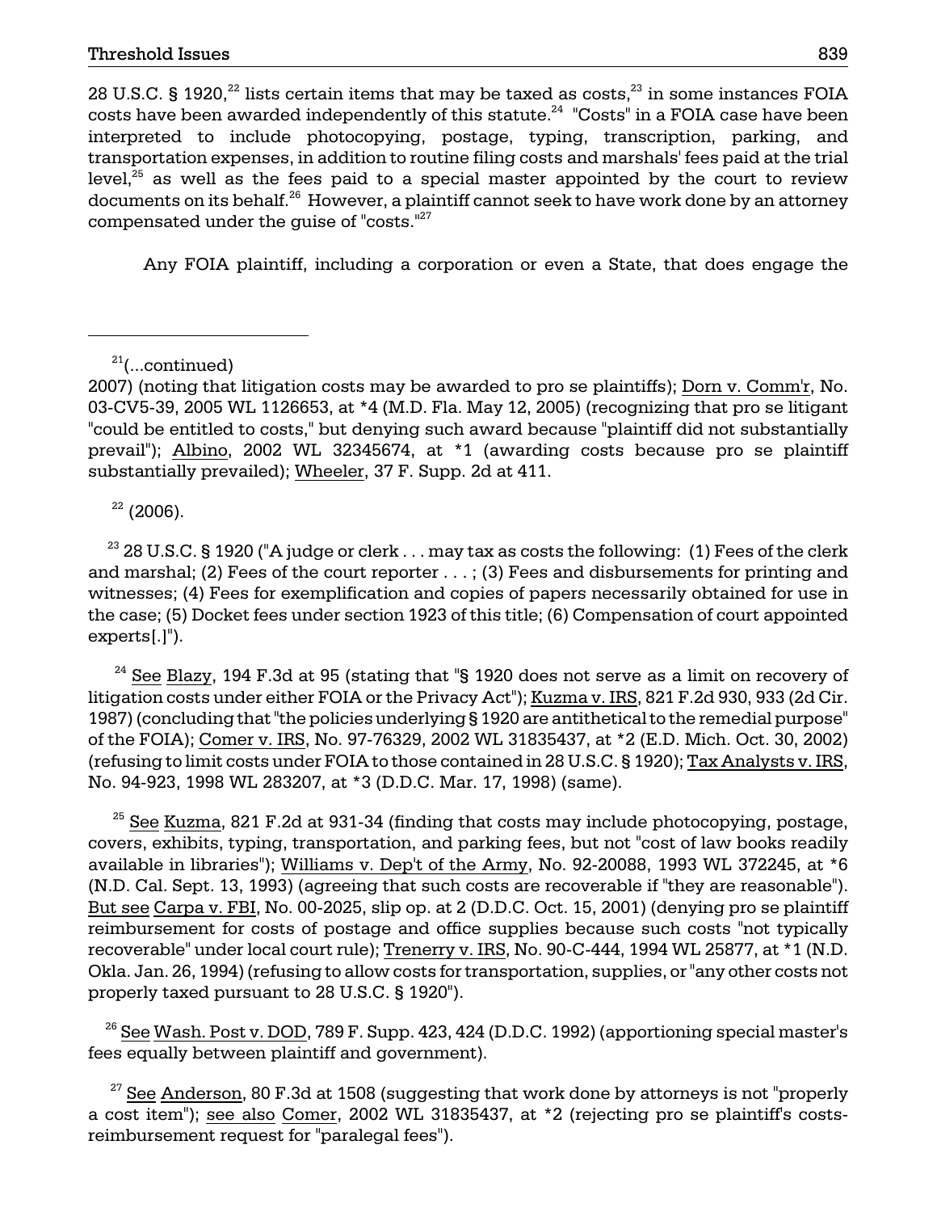28 U.S.C. § 1920,[22] lists certain items that may be taxed as costs,[23] in some instances FOIA costs have been awarded independently of this statute.[24] "Costs" in a FOIA case have been interpreted to include photocopying, postage, typing, transcription, parking, and transportation expenses, in addition to routine filing costs and marshals' fees paid at the trial level,[25] as well as the fees paid to a special master appointed by the court to review documents on its behalf.[26] However, a plaintiff cannot seek to have work done by an attorney compensated under the guise of "costs."[27]

Any FOIA plaintiff, including a corporation or even a State, that does engage the

---

[21](...continued)
2007) (noting that litigation costs may be awarded to pro se plaintiffs); Dorn v. Comm'r, No. 03-CV5-39, 2005 WL 1126653, at *4 (M.D. Fla. May 12, 2005) (recognizing that pro se litigant "could be entitled to costs," but denying such award because "plaintiff did not substantially prevail"); Albino, 2002 WL 32345674, at *1 (awarding costs because pro se plaintiff substantially prevailed); Wheeler, 37 F. Supp. 2d at 411.

[22] (2006).

[23] 28 U.S.C. § 1920 ("A judge or clerk . . . may tax as costs the following: (1) Fees of the clerk and marshal; (2) Fees of the court reporter . . . ; (3) Fees and disbursements for printing and witnesses; (4) Fees for exemplification and copies of papers necessarily obtained for use in the case; (5) Docket fees under section 1923 of this title; (6) Compensation of court appointed experts[.]").

[24] See Blazy, 194 F.3d at 95 (stating that "§ 1920 does not serve as a limit on recovery of litigation costs under either FOIA or the Privacy Act"); Kuzma v. IRS, 821 F.2d 930, 933 (2d Cir. 1987) (concluding that "the policies underlying § 1920 are antithetical to the remedial purpose" of the FOIA); Comer v. IRS, No. 97-76329, 2002 WL 31835437, at *2 (E.D. Mich. Oct. 30, 2002) (refusing to limit costs under FOIA to those contained in 28 U.S.C. § 1920); Tax Analysts v. IRS, No. 94-923, 1998 WL 283207, at *3 (D.D.C. Mar. 17, 1998) (same).

[25] See Kuzma, 821 F.2d at 931-34 (finding that costs may include photocopying, postage, covers, exhibits, typing, transportation, and parking fees, but not "cost of law books readily available in libraries"); Williams v. Dep't of the Army, No. 92-20088, 1993 WL 372245, at *6 (N.D. Cal. Sept. 13, 1993) (agreeing that such costs are recoverable if "they are reasonable"). But see Carpa v. FBI, No. 00-2025, slip op. at 2 (D.D.C. Oct. 15, 2001) (denying pro se plaintiff reimbursement for costs of postage and office supplies because such costs "not typically recoverable" under local court rule); Trenerry v. IRS, No. 90-C-444, 1994 WL 25877, at *1 (N.D. Okla. Jan. 26, 1994) (refusing to allow costs for transportation, supplies, or "any other costs not properly taxed pursuant to 28 U.S.C. § 1920").

[26] See Wash. Post v. DOD, 789 F. Supp. 423, 424 (D.D.C. 1992) (apportioning special master's fees equally between plaintiff and government).

[27] See Anderson, 80 F.3d at 1508 (suggesting that work done by attorneys is not "properly a cost item"); see also Comer, 2002 WL 31835437, at *2 (rejecting pro se plaintiff's costs-reimbursement request for "paralegal fees").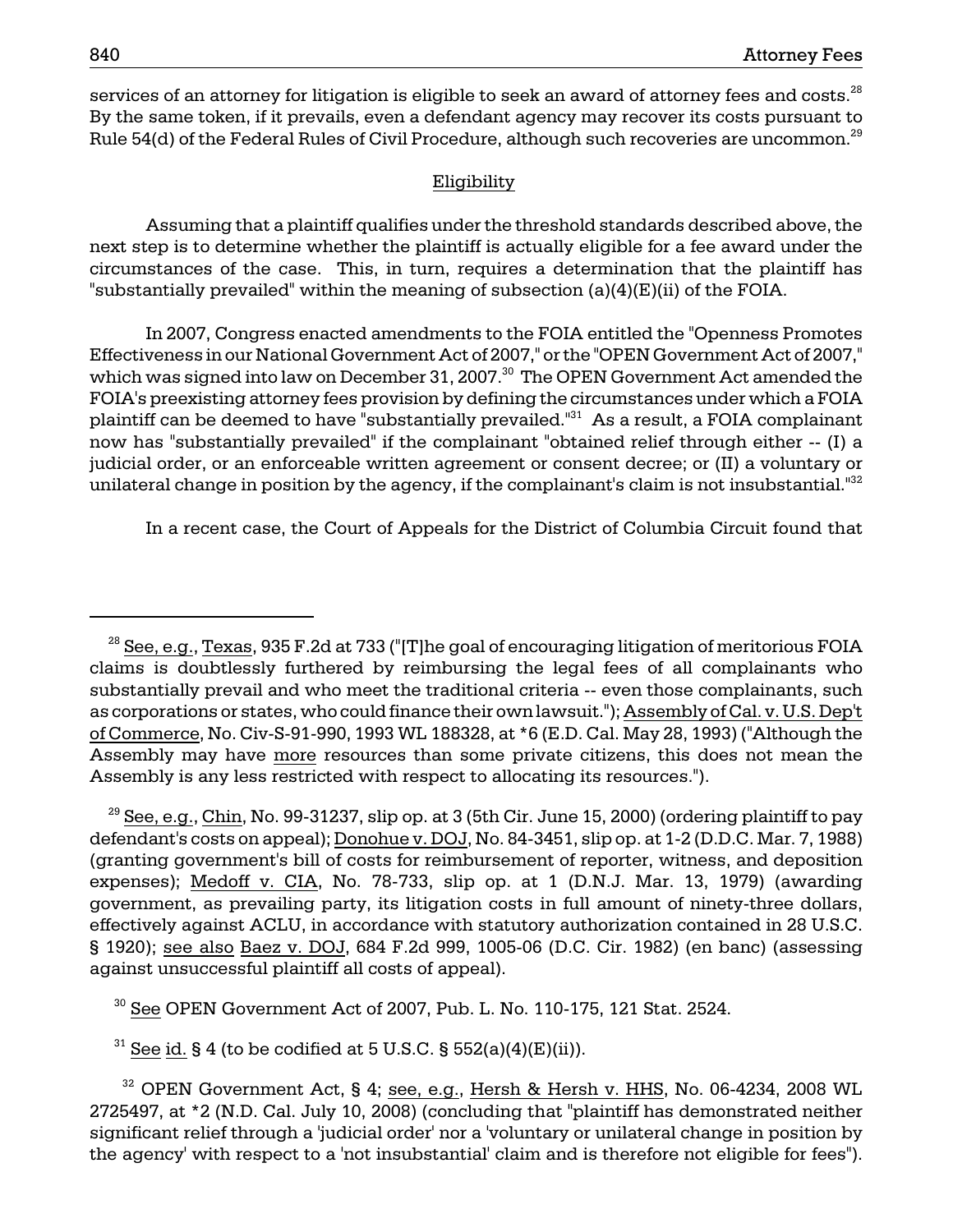services of an attorney for litigation is eligible to seek an award of attorney fees and costs.[28] By the same token, if it prevails, even a defendant agency may recover its costs pursuant to Rule 54(d) of the Federal Rules of Civil Procedure, although such recoveries are uncommon.[29]

## Eligibility

Assuming that a plaintiff qualifies under the threshold standards described above, the next step is to determine whether the plaintiff is actually eligible for a fee award under the circumstances of the case. This, in turn, requires a determination that the plaintiff has "substantially prevailed" within the meaning of subsection (a)(4)(E)(ii) of the FOIA.

In 2007, Congress enacted amendments to the FOIA entitled the "Openness Promotes Effectiveness in our National Government Act of 2007," or the "OPEN Government Act of 2007," which was signed into law on December 31, 2007.[30] The OPEN Government Act amended the FOIA's preexisting attorney fees provision by defining the circumstances under which a FOIA plaintiff can be deemed to have "substantially prevailed."[31] As a result, a FOIA complainant now has "substantially prevailed" if the complainant "obtained relief through either -- (I) a judicial order, or an enforceable written agreement or consent decree; or (II) a voluntary or unilateral change in position by the agency, if the complainant's claim is not insubstantial."[32]

In a recent case, the Court of Appeals for the District of Columbia Circuit found that

---

[28] See, e.g., Texas, 935 F.2d at 733 ("[T]he goal of encouraging litigation of meritorious FOIA claims is doubtlessly furthered by reimbursing the legal fees of all complainants who substantially prevail and who meet the traditional criteria -- even those complainants, such as corporations or states, who could finance their own lawsuit."); Assembly of Cal. v. U.S. Dep't of Commerce, No. Civ-S-91-990, 1993 WL 188328, at *6 (E.D. Cal. May 28, 1993) ("Although the Assembly may have more resources than some private citizens, this does not mean the Assembly is any less restricted with respect to allocating its resources.").

[29] See, e.g., Chin, No. 99-31237, slip op. at 3 (5th Cir. June 15, 2000) (ordering plaintiff to pay defendant's costs on appeal); Donohue v. DOJ, No. 84-3451, slip op. at 1-2 (D.D.C. Mar. 7, 1988) (granting government's bill of costs for reimbursement of reporter, witness, and deposition expenses); Medoff v. CIA, No. 78-733, slip op. at 1 (D.N.J. Mar. 13, 1979) (awarding government, as prevailing party, its litigation costs in full amount of ninety-three dollars, effectively against ACLU, in accordance with statutory authorization contained in 28 U.S.C. § 1920); see also Baez v. DOJ, 684 F.2d 999, 1005-06 (D.C. Cir. 1982) (en banc) (assessing against unsuccessful plaintiff all costs of appeal).

[30] See OPEN Government Act of 2007, Pub. L. No. 110-175, 121 Stat. 2524.

[31] See id. § 4 (to be codified at 5 U.S.C. § 552(a)(4)(E)(ii)).

[32] OPEN Government Act, § 4; see, e.g., Hersh & Hersh v. HHS, No. 06-4234, 2008 WL 2725497, at *2 (N.D. Cal. July 10, 2008) (concluding that "plaintiff has demonstrated neither significant relief through a 'judicial order' nor a 'voluntary or unilateral change in position by the agency' with respect to a 'not insubstantial' claim and is therefore not eligible for fees").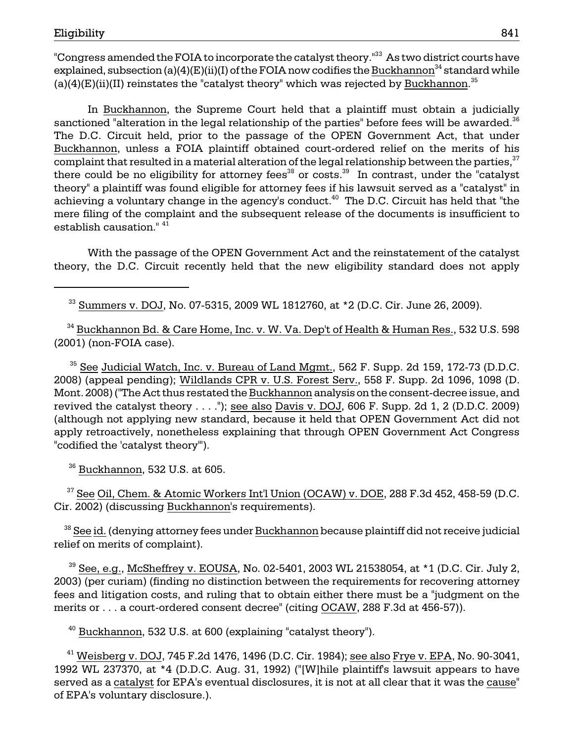"Congress amended the FOIA to incorporate the catalyst theory."[33] As two district courts have explained, subsection (a)(4)(E)(ii)(I) of the FOIA now codifies the Buckhannon[34] standard while (a)(4)(E)(ii)(II) reinstates the "catalyst theory" which was rejected by Buckhannon.[35]

In Buckhannon, the Supreme Court held that a plaintiff must obtain a judicially sanctioned "alteration in the legal relationship of the parties" before fees will be awarded.[36] The D.C. Circuit held, prior to the passage of the OPEN Government Act, that under Buckhannon, unless a FOIA plaintiff obtained court-ordered relief on the merits of his complaint that resulted in a material alteration of the legal relationship between the parties,[37] there could be no eligibility for attorney fees[38] or costs.[39] In contrast, under the "catalyst theory" a plaintiff was found eligible for attorney fees if his lawsuit served as a "catalyst" in achieving a voluntary change in the agency's conduct.[40] The D.C. Circuit has held that "the mere filing of the complaint and the subsequent release of the documents is insufficient to establish causation." [41]

With the passage of the OPEN Government Act and the reinstatement of the catalyst theory, the D.C. Circuit recently held that the new eligibility standard does not apply

---

[33] Summers v. DOJ, No. 07-5315, 2009 WL 1812760, at *2 (D.C. Cir. June 26, 2009).

[34] Buckhannon Bd. & Care Home, Inc. v. W. Va. Dep't of Health & Human Res., 532 U.S. 598 (2001) (non-FOIA case).

[35] See Judicial Watch, Inc. v. Bureau of Land Mgmt., 562 F. Supp. 2d 159, 172-73 (D.D.C. 2008) (appeal pending); Wildlands CPR v. U.S. Forest Serv., 558 F. Supp. 2d 1096, 1098 (D. Mont. 2008) ("The Act thus restated the Buckhannon analysis on the consent-decree issue, and revived the catalyst theory . . . ."); see also Davis v. DOJ, 606 F. Supp. 2d 1, 2 (D.D.C. 2009) (although not applying new standard, because it held that OPEN Government Act did not apply retroactively, nonetheless explaining that through OPEN Government Act Congress "codified the 'catalyst theory'").

[36] Buckhannon, 532 U.S. at 605.

[37] See Oil, Chem. & Atomic Workers Int'l Union (OCAW) v. DOE, 288 F.3d 452, 458-59 (D.C. Cir. 2002) (discussing Buckhannon's requirements).

[38] See id. (denying attorney fees under Buckhannon because plaintiff did not receive judicial relief on merits of complaint).

[39] See, e.g., McSheffrey v. EOUSA, No. 02-5401, 2003 WL 21538054, at *1 (D.C. Cir. July 2, 2003) (per curiam) (finding no distinction between the requirements for recovering attorney fees and litigation costs, and ruling that to obtain either there must be a "judgment on the merits or . . . a court-ordered consent decree" (citing OCAW, 288 F.3d at 456-57)).

[40] Buckhannon, 532 U.S. at 600 (explaining "catalyst theory").

[41] Weisberg v. DOJ, 745 F.2d 1476, 1496 (D.C. Cir. 1984); see also Frye v. EPA, No. 90-3041, 1992 WL 237370, at *4 (D.D.C. Aug. 31, 1992) ("[W]hile plaintiff's lawsuit appears to have served as a catalyst for EPA's eventual disclosures, it is not at all clear that it was the cause" of EPA's voluntary disclosure.).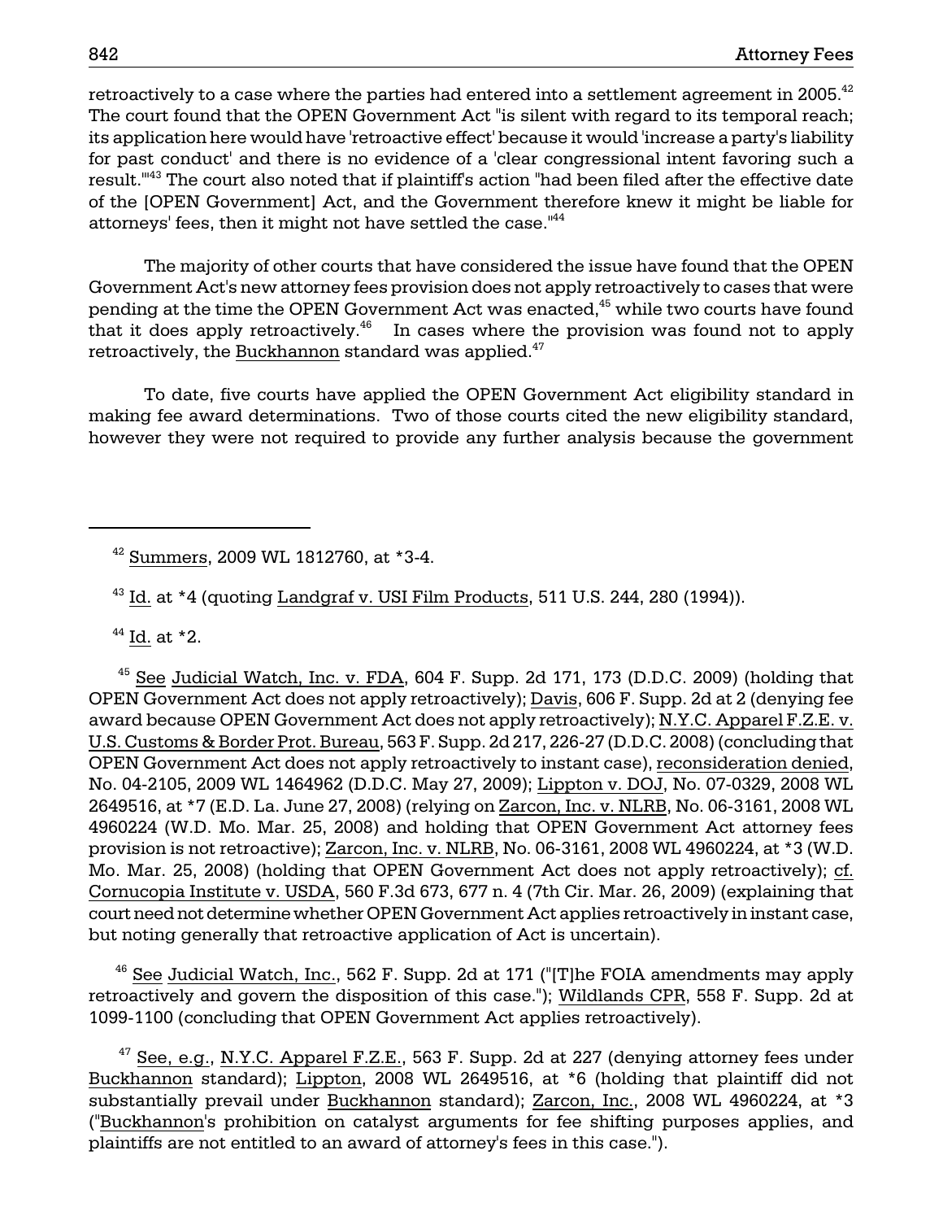retroactively to a case where the parties had entered into a settlement agreement in 2005.[42] The court found that the OPEN Government Act "is silent with regard to its temporal reach; its application here would have 'retroactive effect' because it would 'increase a party's liability for past conduct' and there is no evidence of a 'clear congressional intent favoring such a result.'"[43] The court also noted that if plaintiff's action "had been filed after the effective date of the [OPEN Government] Act, and the Government therefore knew it might be liable for attorneys' fees, then it might not have settled the case."[44]

The majority of other courts that have considered the issue have found that the OPEN Government Act's new attorney fees provision does not apply retroactively to cases that were pending at the time the OPEN Government Act was enacted,[45] while two courts have found that it does apply retroactively.[46] In cases where the provision was found not to apply retroactively, the Buckhannon standard was applied.[47]

To date, five courts have applied the OPEN Government Act eligibility standard in making fee award determinations. Two of those courts cited the new eligibility standard, however they were not required to provide any further analysis because the government

---

[42] Summers, 2009 WL 1812760, at *3-4.

[43] Id. at *4 (quoting Landgraf v. USI Film Products, 511 U.S. 244, 280 (1994)).

[44] Id. at *2.

[45] See Judicial Watch, Inc. v. FDA, 604 F. Supp. 2d 171, 173 (D.D.C. 2009) (holding that OPEN Government Act does not apply retroactively); Davis, 606 F. Supp. 2d at 2 (denying fee award because OPEN Government Act does not apply retroactively); N.Y.C. Apparel F.Z.E. v. U.S. Customs & Border Prot. Bureau, 563 F. Supp. 2d 217, 226-27 (D.D.C. 2008) (concluding that OPEN Government Act does not apply retroactively to instant case), reconsideration denied, No. 04-2105, 2009 WL 1464962 (D.D.C. May 27, 2009); Lippton v. DOJ, No. 07-0329, 2008 WL 2649516, at *7 (E.D. La. June 27, 2008) (relying on Zarcon, Inc. v. NLRB, No. 06-3161, 2008 WL 4960224 (W.D. Mo. Mar. 25, 2008) and holding that OPEN Government Act attorney fees provision is not retroactive); Zarcon, Inc. v. NLRB, No. 06-3161, 2008 WL 4960224, at *3 (W.D. Mo. Mar. 25, 2008) (holding that OPEN Government Act does not apply retroactively); cf. Cornucopia Institute v. USDA, 560 F.3d 673, 677 n. 4 (7th Cir. Mar. 26, 2009) (explaining that court need not determine whether OPEN Government Act applies retroactively in instant case, but noting generally that retroactive application of Act is uncertain).

[46] See Judicial Watch, Inc., 562 F. Supp. 2d at 171 ("[T]he FOIA amendments may apply retroactively and govern the disposition of this case."); Wildlands CPR, 558 F. Supp. 2d at 1099-1100 (concluding that OPEN Government Act applies retroactively).

[47] See, e.g., N.Y.C. Apparel F.Z.E., 563 F. Supp. 2d at 227 (denying attorney fees under Buckhannon standard); Lippton, 2008 WL 2649516, at *6 (holding that plaintiff did not substantially prevail under Buckhannon standard); Zarcon, Inc., 2008 WL 4960224, at *3 ("Buckhannon's prohibition on catalyst arguments for fee shifting purposes applies, and plaintiffs are not entitled to an award of attorney's fees in this case.").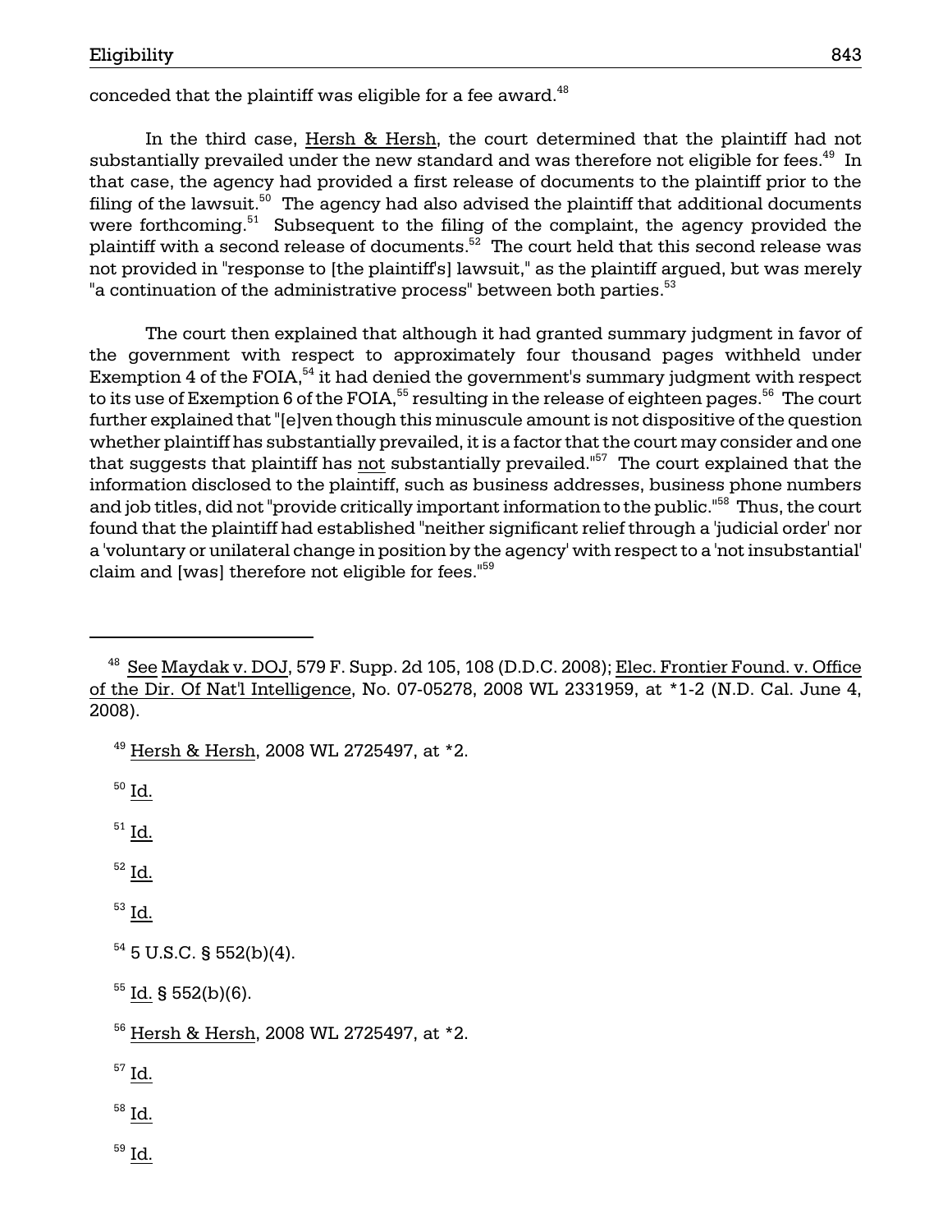conceded that the plaintiff was eligible for a fee award.[48]

In the third case, Hersh & Hersh, the court determined that the plaintiff had not substantially prevailed under the new standard and was therefore not eligible for fees.[49] In that case, the agency had provided a first release of documents to the plaintiff prior to the filing of the lawsuit.[50] The agency had also advised the plaintiff that additional documents were forthcoming.[51] Subsequent to the filing of the complaint, the agency provided the plaintiff with a second release of documents.[52] The court held that this second release was not provided in "response to [the plaintiff's] lawsuit," as the plaintiff argued, but was merely "a continuation of the administrative process" between both parties.[53]

The court then explained that although it had granted summary judgment in favor of the government with respect to approximately four thousand pages withheld under Exemption 4 of the FOIA,[54] it had denied the government's summary judgment with respect to its use of Exemption 6 of the FOIA,[55] resulting in the release of eighteen pages.[56] The court further explained that "[e]ven though this minuscule amount is not dispositive of the question whether plaintiff has substantially prevailed, it is a factor that the court may consider and one that suggests that plaintiff has not substantially prevailed."[57] The court explained that the information disclosed to the plaintiff, such as business addresses, business phone numbers and job titles, did not "provide critically important information to the public."[58] Thus, the court found that the plaintiff had established "neither significant relief through a 'judicial order' nor a 'voluntary or unilateral change in position by the agency' with respect to a 'not insubstantial' claim and [was] therefore not eligible for fees."[59]

---

[48] See Maydak v. DOJ, 579 F. Supp. 2d 105, 108 (D.D.C. 2008); Elec. Frontier Found. v. Office of the Dir. Of Nat'l Intelligence, No. 07-05278, 2008 WL 2331959, at *1-2 (N.D. Cal. June 4, 2008).

[49] Hersh & Hersh, 2008 WL 2725497, at *2.

[50] Id.

[51] Id.

[52] Id.

[53] Id.

[54] 5 U.S.C. § 552(b)(4).

[55] Id. § 552(b)(6).

[56] Hersh & Hersh, 2008 WL 2725497, at *2.

[57] Id.

[58] Id.

[59] Id.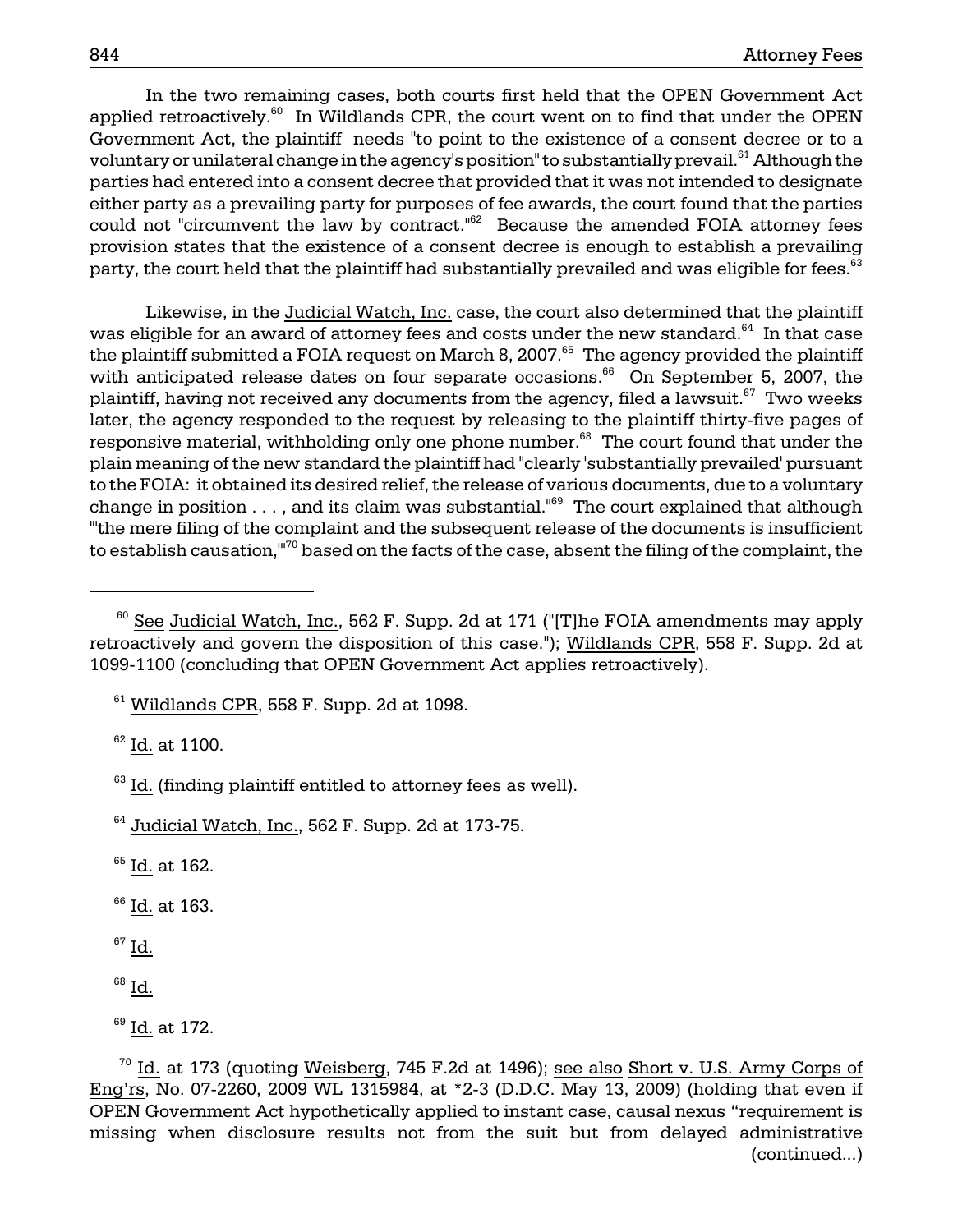In the two remaining cases, both courts first held that the OPEN Government Act applied retroactively.[60] In Wildlands CPR, the court went on to find that under the OPEN Government Act, the plaintiff needs "to point to the existence of a consent decree or to a voluntary or unilateral change in the agency's position" to substantially prevail.[61] Although the parties had entered into a consent decree that provided that it was not intended to designate either party as a prevailing party for purposes of fee awards, the court found that the parties could not "circumvent the law by contract."[62] Because the amended FOIA attorney fees provision states that the existence of a consent decree is enough to establish a prevailing party, the court held that the plaintiff had substantially prevailed and was eligible for fees.[63]

Likewise, in the Judicial Watch, Inc. case, the court also determined that the plaintiff was eligible for an award of attorney fees and costs under the new standard.[64] In that case the plaintiff submitted a FOIA request on March 8, 2007.[65] The agency provided the plaintiff with anticipated release dates on four separate occasions.[66] On September 5, 2007, the plaintiff, having not received any documents from the agency, filed a lawsuit.[67] Two weeks later, the agency responded to the request by releasing to the plaintiff thirty-five pages of responsive material, withholding only one phone number.[68] The court found that under the plain meaning of the new standard the plaintiff had "clearly 'substantially prevailed' pursuant to the FOIA: it obtained its desired relief, the release of various documents, due to a voluntary change in position . . . , and its claim was substantial."[69] The court explained that although "'the mere filing of the complaint and the subsequent release of the documents is insufficient to establish causation,'"[70] based on the facts of the case, absent the filing of the complaint, the

---

[60] See Judicial Watch, Inc., 562 F. Supp. 2d at 171 ("[T]he FOIA amendments may apply retroactively and govern the disposition of this case."); Wildlands CPR, 558 F. Supp. 2d at 1099-1100 (concluding that OPEN Government Act applies retroactively).

[61] Wildlands CPR, 558 F. Supp. 2d at 1098.

[62] Id. at 1100.

[63] Id. (finding plaintiff entitled to attorney fees as well).

[64] Judicial Watch, Inc., 562 F. Supp. 2d at 173-75.

[65] Id. at 162.

[66] Id. at 163.

[67] Id.

[68] Id.

[69] Id. at 172.

[70] Id. at 173 (quoting Weisberg, 745 F.2d at 1496); see also Short v. U.S. Army Corps of Eng'rs, No. 07-2260, 2009 WL 1315984, at *2-3 (D.D.C. May 13, 2009) (holding that even if OPEN Government Act hypothetically applied to instant case, causal nexus "requirement is missing when disclosure results not from the suit but from delayed administrative (continued...)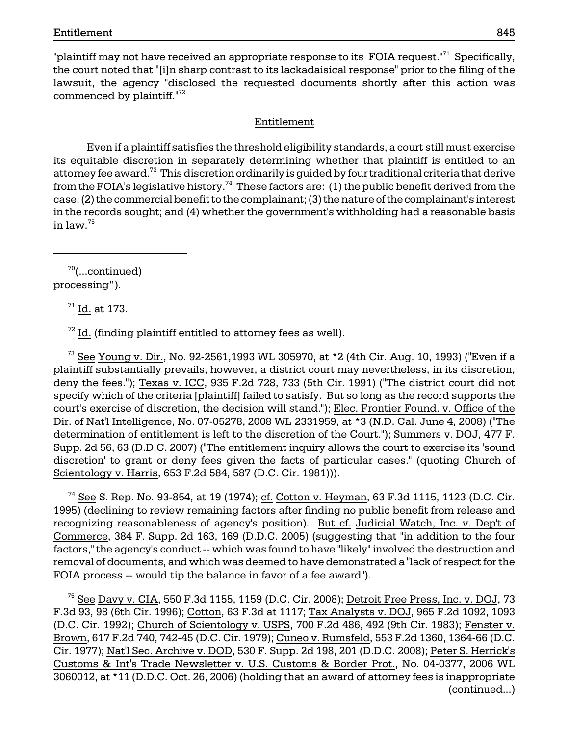"plaintiff may not have received an appropriate response to its FOIA request."[71] Specifically, the court noted that "[i]n sharp contrast to its lackadaisical response" prior to the filing of the lawsuit, the agency "disclosed the requested documents shortly after this action was commenced by plaintiff."[72]

## Entitlement

Even if a plaintiff satisfies the threshold eligibility standards, a court still must exercise its equitable discretion in separately determining whether that plaintiff is entitled to an attorney fee award.[73] This discretion ordinarily is guided by four traditional criteria that derive from the FOIA's legislative history.[74] These factors are: (1) the public benefit derived from the case; (2) the commercial benefit to the complainant; (3) the nature of the complainant's interest in the records sought; and (4) whether the government's withholding had a reasonable basis in law.[75]

---

[70](...continued) processing").

[71] Id. at 173.

[72] Id. (finding plaintiff entitled to attorney fees as well).

[73] See Young v. Dir., No. 92-2561,1993 WL 305970, at *2 (4th Cir. Aug. 10, 1993) ("Even if a plaintiff substantially prevails, however, a district court may nevertheless, in its discretion, deny the fees."); Texas v. ICC, 935 F.2d 728, 733 (5th Cir. 1991) ("The district court did not specify which of the criteria [plaintiff] failed to satisfy. But so long as the record supports the court's exercise of discretion, the decision will stand."); Elec. Frontier Found. v. Office of the Dir. of Nat'l Intelligence, No. 07-05278, 2008 WL 2331959, at *3 (N.D. Cal. June 4, 2008) ("The determination of entitlement is left to the discretion of the Court."); Summers v. DOJ, 477 F. Supp. 2d 56, 63 (D.D.C. 2007) ("The entitlement inquiry allows the court to exercise its 'sound discretion' to grant or deny fees given the facts of particular cases." (quoting Church of Scientology v. Harris, 653 F.2d 584, 587 (D.C. Cir. 1981))).

[74] See S. Rep. No. 93-854, at 19 (1974); cf. Cotton v. Heyman, 63 F.3d 1115, 1123 (D.C. Cir. 1995) (declining to review remaining factors after finding no public benefit from release and recognizing reasonableness of agency's position). But cf. Judicial Watch, Inc. v. Dep't of Commerce, 384 F. Supp. 2d 163, 169 (D.D.C. 2005) (suggesting that "in addition to the four factors," the agency's conduct -- which was found to have "likely" involved the destruction and removal of documents, and which was deemed to have demonstrated a "lack of respect for the FOIA process -- would tip the balance in favor of a fee award").

[75] See Davy v. CIA, 550 F.3d 1155, 1159 (D.C. Cir. 2008); Detroit Free Press, Inc. v. DOJ, 73 F.3d 93, 98 (6th Cir. 1996); Cotton, 63 F.3d at 1117; Tax Analysts v. DOJ, 965 F.2d 1092, 1093 (D.C. Cir. 1992); Church of Scientology v. USPS, 700 F.2d 486, 492 (9th Cir. 1983); Fenster v. Brown, 617 F.2d 740, 742-45 (D.C. Cir. 1979); Cuneo v. Rumsfeld, 553 F.2d 1360, 1364-66 (D.C. Cir. 1977); Nat'l Sec. Archive v. DOD, 530 F. Supp. 2d 198, 201 (D.D.C. 2008); Peter S. Herrick's Customs & Int'l Trade Newsletter v. U.S. Customs & Border Prot., No. 04-0377, 2006 WL 3060012, at *11 (D.D.C. Oct. 26, 2006) (holding that an award of attorney fees is inappropriate (continued...)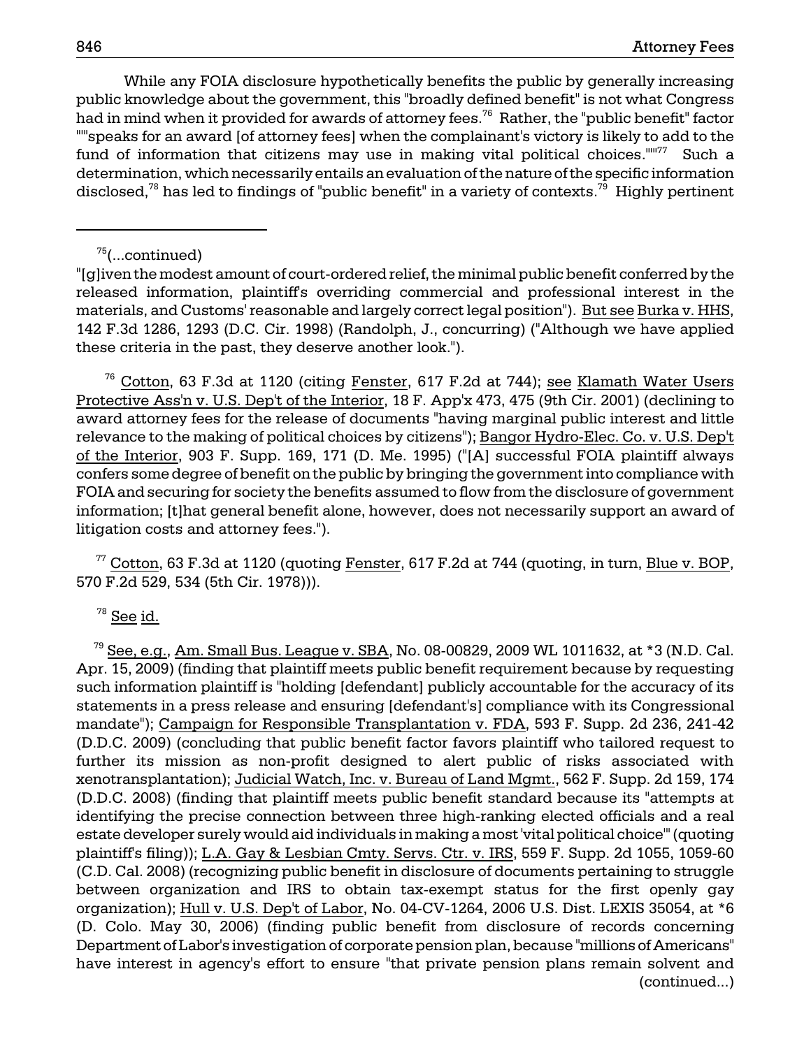While any FOIA disclosure hypothetically benefits the public by generally increasing public knowledge about the government, this "broadly defined benefit" is not what Congress had in mind when it provided for awards of attorney fees.[76] Rather, the "public benefit" factor ""'speaks for an award [of attorney fees] when the complainant's victory is likely to add to the fund of information that citizens may use in making vital political choices.'""[77] Such a determination, which necessarily entails an evaluation of the nature of the specific information disclosed,[78] has led to findings of "public benefit" in a variety of contexts.[79] Highly pertinent

---

[75](...continued)
"[g]iven the modest amount of court-ordered relief, the minimal public benefit conferred by the released information, plaintiff's overriding commercial and professional interest in the materials, and Customs' reasonable and largely correct legal position"). But see Burka v. HHS, 142 F.3d 1286, 1293 (D.C. Cir. 1998) (Randolph, J., concurring) ("Although we have applied these criteria in the past, they deserve another look.").

[76] Cotton, 63 F.3d at 1120 (citing Fenster, 617 F.2d at 744); see Klamath Water Users Protective Ass'n v. U.S. Dep't of the Interior, 18 F. App'x 473, 475 (9th Cir. 2001) (declining to award attorney fees for the release of documents "having marginal public interest and little relevance to the making of political choices by citizens"); Bangor Hydro-Elec. Co. v. U.S. Dep't of the Interior, 903 F. Supp. 169, 171 (D. Me. 1995) ("[A] successful FOIA plaintiff always confers some degree of benefit on the public by bringing the government into compliance with FOIA and securing for society the benefits assumed to flow from the disclosure of government information; [t]hat general benefit alone, however, does not necessarily support an award of litigation costs and attorney fees.").

[77] Cotton, 63 F.3d at 1120 (quoting Fenster, 617 F.2d at 744 (quoting, in turn, Blue v. BOP, 570 F.2d 529, 534 (5th Cir. 1978))).

[78] See id.

[79] See, e.g., Am. Small Bus. League v. SBA, No. 08-00829, 2009 WL 1011632, at *3 (N.D. Cal. Apr. 15, 2009) (finding that plaintiff meets public benefit requirement because by requesting such information plaintiff is "holding [defendant] publicly accountable for the accuracy of its statements in a press release and ensuring [defendant's] compliance with its Congressional mandate"); Campaign for Responsible Transplantation v. FDA, 593 F. Supp. 2d 236, 241-42 (D.D.C. 2009) (concluding that public benefit factor favors plaintiff who tailored request to further its mission as non-profit designed to alert public of risks associated with xenotransplantation); Judicial Watch, Inc. v. Bureau of Land Mgmt., 562 F. Supp. 2d 159, 174 (D.D.C. 2008) (finding that plaintiff meets public benefit standard because its "attempts at identifying the precise connection between three high-ranking elected officials and a real estate developer surely would aid individuals in making a most 'vital political choice'" (quoting plaintiff's filing)); L.A. Gay & Lesbian Cmty. Servs. Ctr. v. IRS, 559 F. Supp. 2d 1055, 1059-60 (C.D. Cal. 2008) (recognizing public benefit in disclosure of documents pertaining to struggle between organization and IRS to obtain tax-exempt status for the first openly gay organization); Hull v. U.S. Dep't of Labor, No. 04-CV-1264, 2006 U.S. Dist. LEXIS 35054, at *6 (D. Colo. May 30, 2006) (finding public benefit from disclosure of records concerning Department of Labor's investigation of corporate pension plan, because "millions of Americans" have interest in agency's effort to ensure "that private pension plans remain solvent and (continued...)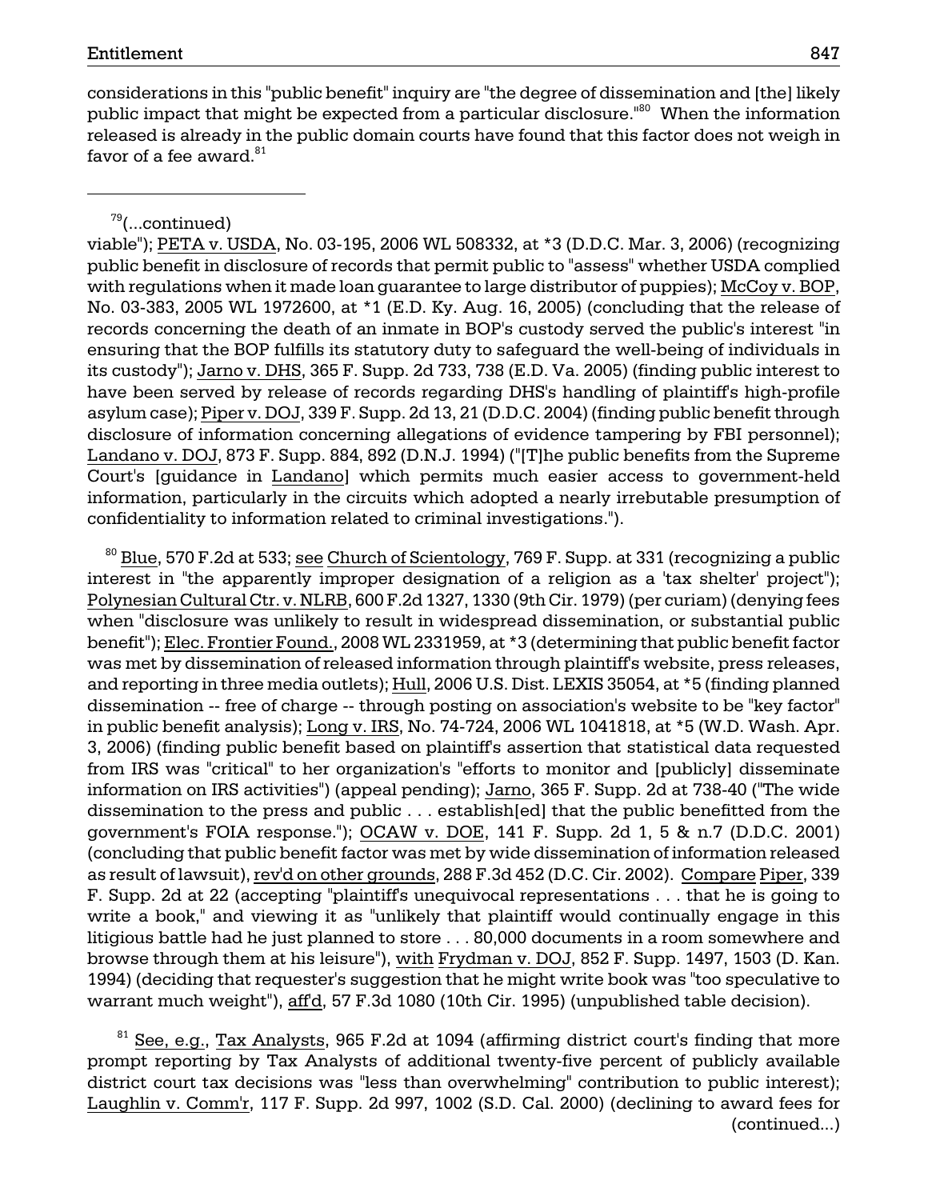considerations in this "public benefit" inquiry are "the degree of dissemination and [the] likely public impact that might be expected from a particular disclosure."[80] When the information released is already in the public domain courts have found that this factor does not weigh in favor of a fee award.[81]

---

[79](...continued)
viable"); PETA v. USDA, No. 03-195, 2006 WL 508332, at *3 (D.D.C. Mar. 3, 2006) (recognizing public benefit in disclosure of records that permit public to "assess" whether USDA complied with regulations when it made loan guarantee to large distributor of puppies); McCoy v. BOP, No. 03-383, 2005 WL 1972600, at *1 (E.D. Ky. Aug. 16, 2005) (concluding that the release of records concerning the death of an inmate in BOP's custody served the public's interest "in ensuring that the BOP fulfills its statutory duty to safeguard the well-being of individuals in its custody"); Jarno v. DHS, 365 F. Supp. 2d 733, 738 (E.D. Va. 2005) (finding public interest to have been served by release of records regarding DHS's handling of plaintiff's high-profile asylum case); Piper v. DOJ, 339 F. Supp. 2d 13, 21 (D.D.C. 2004) (finding public benefit through disclosure of information concerning allegations of evidence tampering by FBI personnel); Landano v. DOJ, 873 F. Supp. 884, 892 (D.N.J. 1994) ("[T]he public benefits from the Supreme Court's [guidance in Landano] which permits much easier access to government-held information, particularly in the circuits which adopted a nearly irrebutable presumption of confidentiality to information related to criminal investigations.").

[80] Blue, 570 F.2d at 533; see Church of Scientology, 769 F. Supp. at 331 (recognizing a public interest in "the apparently improper designation of a religion as a 'tax shelter' project"); Polynesian Cultural Ctr. v. NLRB, 600 F.2d 1327, 1330 (9th Cir. 1979) (per curiam) (denying fees when "disclosure was unlikely to result in widespread dissemination, or substantial public benefit"); Elec. Frontier Found., 2008 WL 2331959, at *3 (determining that public benefit factor was met by dissemination of released information through plaintiff's website, press releases, and reporting in three media outlets); Hull, 2006 U.S. Dist. LEXIS 35054, at *5 (finding planned dissemination -- free of charge -- through posting on association's website to be "key factor" in public benefit analysis); Long v. IRS, No. 74-724, 2006 WL 1041818, at *5 (W.D. Wash. Apr. 3, 2006) (finding public benefit based on plaintiff's assertion that statistical data requested from IRS was "critical" to her organization's "efforts to monitor and [publicly] disseminate information on IRS activities") (appeal pending); Jarno, 365 F. Supp. 2d at 738-40 ("The wide dissemination to the press and public . . . establish[ed] that the public benefitted from the government's FOIA response."); OCAW v. DOE, 141 F. Supp. 2d 1, 5 & n.7 (D.D.C. 2001) (concluding that public benefit factor was met by wide dissemination of information released as result of lawsuit), rev'd on other grounds, 288 F.3d 452 (D.C. Cir. 2002). Compare Piper, 339 F. Supp. 2d at 22 (accepting "plaintiff's unequivocal representations . . . that he is going to write a book," and viewing it as "unlikely that plaintiff would continually engage in this litigious battle had he just planned to store . . . 80,000 documents in a room somewhere and browse through them at his leisure"), with Frydman v. DOJ, 852 F. Supp. 1497, 1503 (D. Kan. 1994) (deciding that requester's suggestion that he might write book was "too speculative to warrant much weight"), aff'd, 57 F.3d 1080 (10th Cir. 1995) (unpublished table decision).

[81] See, e.g., Tax Analysts, 965 F.2d at 1094 (affirming district court's finding that more prompt reporting by Tax Analysts of additional twenty-five percent of publicly available district court tax decisions was "less than overwhelming" contribution to public interest); Laughlin v. Comm'r, 117 F. Supp. 2d 997, 1002 (S.D. Cal. 2000) (declining to award fees for (continued...)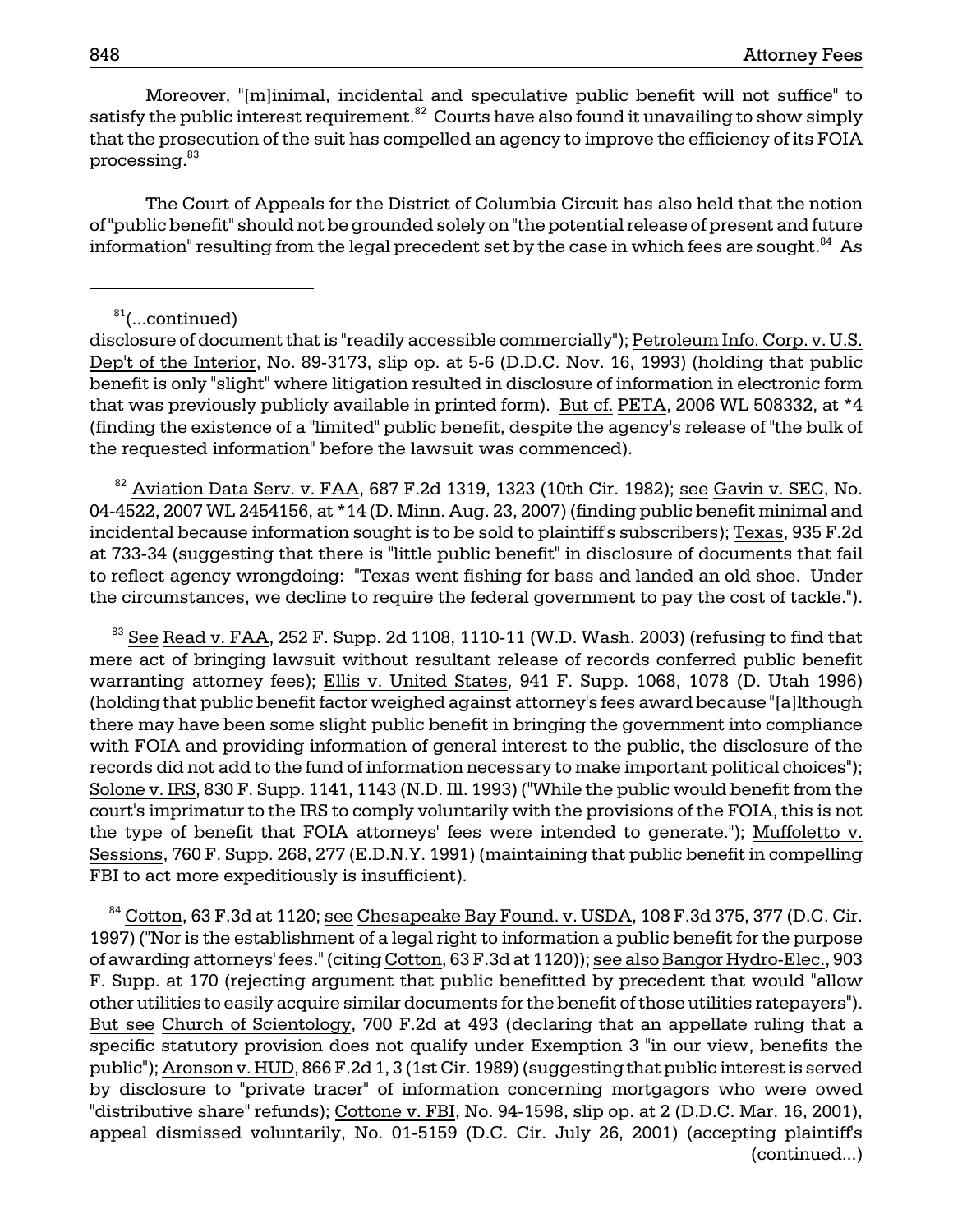Moreover, "[m]inimal, incidental and speculative public benefit will not suffice" to satisfy the public interest requirement.[82] Courts have also found it unavailing to show simply that the prosecution of the suit has compelled an agency to improve the efficiency of its FOIA processing.[83]

The Court of Appeals for the District of Columbia Circuit has also held that the notion of "public benefit" should not be grounded solely on "the potential release of present and future information" resulting from the legal precedent set by the case in which fees are sought.[84] As

---

[81](...continued)
disclosure of document that is "readily accessible commercially"); Petroleum Info. Corp. v. U.S. Dep't of the Interior, No. 89-3173, slip op. at 5-6 (D.D.C. Nov. 16, 1993) (holding that public benefit is only "slight" where litigation resulted in disclosure of information in electronic form that was previously publicly available in printed form). But cf. PETA, 2006 WL 508332, at *4 (finding the existence of a "limited" public benefit, despite the agency's release of "the bulk of the requested information" before the lawsuit was commenced).

[82] Aviation Data Serv. v. FAA, 687 F.2d 1319, 1323 (10th Cir. 1982); see Gavin v. SEC, No. 04-4522, 2007 WL 2454156, at *14 (D. Minn. Aug. 23, 2007) (finding public benefit minimal and incidental because information sought is to be sold to plaintiff's subscribers); Texas, 935 F.2d at 733-34 (suggesting that there is "little public benefit" in disclosure of documents that fail to reflect agency wrongdoing: "Texas went fishing for bass and landed an old shoe. Under the circumstances, we decline to require the federal government to pay the cost of tackle.").

[83] See Read v. FAA, 252 F. Supp. 2d 1108, 1110-11 (W.D. Wash. 2003) (refusing to find that mere act of bringing lawsuit without resultant release of records conferred public benefit warranting attorney fees); Ellis v. United States, 941 F. Supp. 1068, 1078 (D. Utah 1996) (holding that public benefit factor weighed against attorney's fees award because "[a]lthough there may have been some slight public benefit in bringing the government into compliance with FOIA and providing information of general interest to the public, the disclosure of the records did not add to the fund of information necessary to make important political choices"); Solone v. IRS, 830 F. Supp. 1141, 1143 (N.D. Ill. 1993) ("While the public would benefit from the court's imprimatur to the IRS to comply voluntarily with the provisions of the FOIA, this is not the type of benefit that FOIA attorneys' fees were intended to generate."); Muffoletto v. Sessions, 760 F. Supp. 268, 277 (E.D.N.Y. 1991) (maintaining that public benefit in compelling FBI to act more expeditiously is insufficient).

[84] Cotton, 63 F.3d at 1120; see Chesapeake Bay Found. v. USDA, 108 F.3d 375, 377 (D.C. Cir. 1997) ("Nor is the establishment of a legal right to information a public benefit for the purpose of awarding attorneys' fees." (citing Cotton, 63 F.3d at 1120)); see also Bangor Hydro-Elec., 903 F. Supp. at 170 (rejecting argument that public benefitted by precedent that would "allow other utilities to easily acquire similar documents for the benefit of those utilities ratepayers"). But see Church of Scientology, 700 F.2d at 493 (declaring that an appellate ruling that a specific statutory provision does not qualify under Exemption 3 "in our view, benefits the public"); Aronson v. HUD, 866 F.2d 1, 3 (1st Cir. 1989) (suggesting that public interest is served by disclosure to "private tracer" of information concerning mortgagors who were owed "distributive share" refunds); Cottone v. FBI, No. 94-1598, slip op. at 2 (D.D.C. Mar. 16, 2001), appeal dismissed voluntarily, No. 01-5159 (D.C. Cir. July 26, 2001) (accepting plaintiff's (continued...)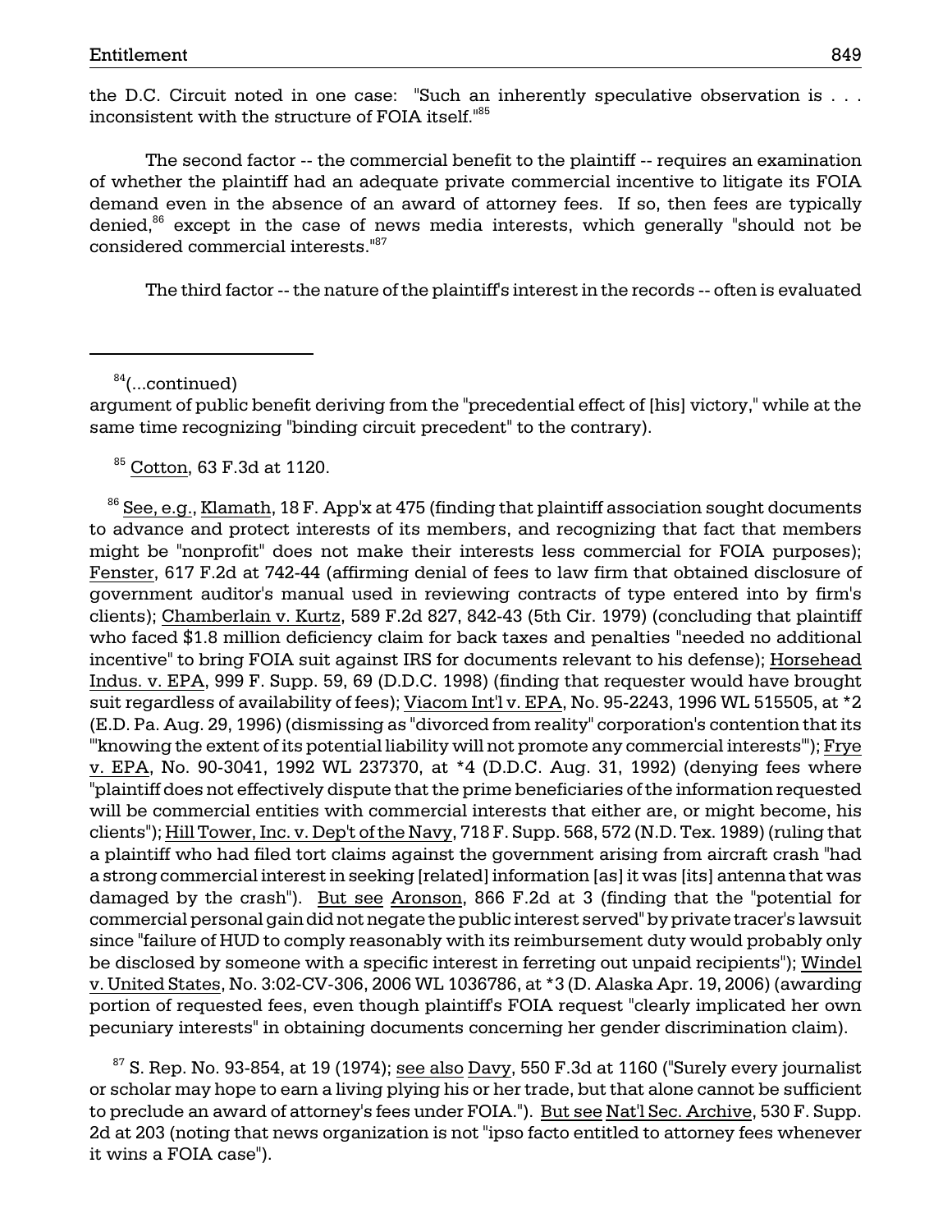the D.C. Circuit noted in one case: "Such an inherently speculative observation is . . . inconsistent with the structure of FOIA itself."[85]

The second factor -- the commercial benefit to the plaintiff -- requires an examination of whether the plaintiff had an adequate private commercial incentive to litigate its FOIA demand even in the absence of an award of attorney fees. If so, then fees are typically denied,[86] except in the case of news media interests, which generally "should not be considered commercial interests."[87]

The third factor -- the nature of the plaintiff's interest in the records -- often is evaluated

---

[84](...continued)
argument of public benefit deriving from the "precedential effect of [his] victory," while at the same time recognizing "binding circuit precedent" to the contrary).

[85] Cotton, 63 F.3d at 1120.

[86] See, e.g., Klamath, 18 F. App'x at 475 (finding that plaintiff association sought documents to advance and protect interests of its members, and recognizing that fact that members might be "nonprofit" does not make their interests less commercial for FOIA purposes); Fenster, 617 F.2d at 742-44 (affirming denial of fees to law firm that obtained disclosure of government auditor's manual used in reviewing contracts of type entered into by firm's clients); Chamberlain v. Kurtz, 589 F.2d 827, 842-43 (5th Cir. 1979) (concluding that plaintiff who faced $1.8 million deficiency claim for back taxes and penalties "needed no additional incentive" to bring FOIA suit against IRS for documents relevant to his defense); Horsehead Indus. v. EPA, 999 F. Supp. 59, 69 (D.D.C. 1998) (finding that requester would have brought suit regardless of availability of fees); Viacom Int'l v. EPA, No. 95-2243, 1996 WL 515505, at *2 (E.D. Pa. Aug. 29, 1996) (dismissing as "divorced from reality" corporation's contention that its "'knowing the extent of its potential liability will not promote any commercial interests'"); Frye v. EPA, No. 90-3041, 1992 WL 237370, at *4 (D.D.C. Aug. 31, 1992) (denying fees where "plaintiff does not effectively dispute that the prime beneficiaries of the information requested will be commercial entities with commercial interests that either are, or might become, his clients"); Hill Tower, Inc. v. Dep't of the Navy, 718 F. Supp. 568, 572 (N.D. Tex. 1989) (ruling that a plaintiff who had filed tort claims against the government arising from aircraft crash "had a strong commercial interest in seeking [related] information [as] it was [its] antenna that was damaged by the crash"). But see Aronson, 866 F.2d at 3 (finding that the "potential for commercial personal gain did not negate the public interest served" by private tracer's lawsuit since "failure of HUD to comply reasonably with its reimbursement duty would probably only be disclosed by someone with a specific interest in ferreting out unpaid recipients"); Windel v. United States, No. 3:02-CV-306, 2006 WL 1036786, at *3 (D. Alaska Apr. 19, 2006) (awarding portion of requested fees, even though plaintiff's FOIA request "clearly implicated her own pecuniary interests" in obtaining documents concerning her gender discrimination claim).

[87] S. Rep. No. 93-854, at 19 (1974); see also Davy, 550 F.3d at 1160 ("Surely every journalist or scholar may hope to earn a living plying his or her trade, but that alone cannot be sufficient to preclude an award of attorney's fees under FOIA."). But see Nat'l Sec. Archive, 530 F. Supp. 2d at 203 (noting that news organization is not "ipso facto entitled to attorney fees whenever it wins a FOIA case").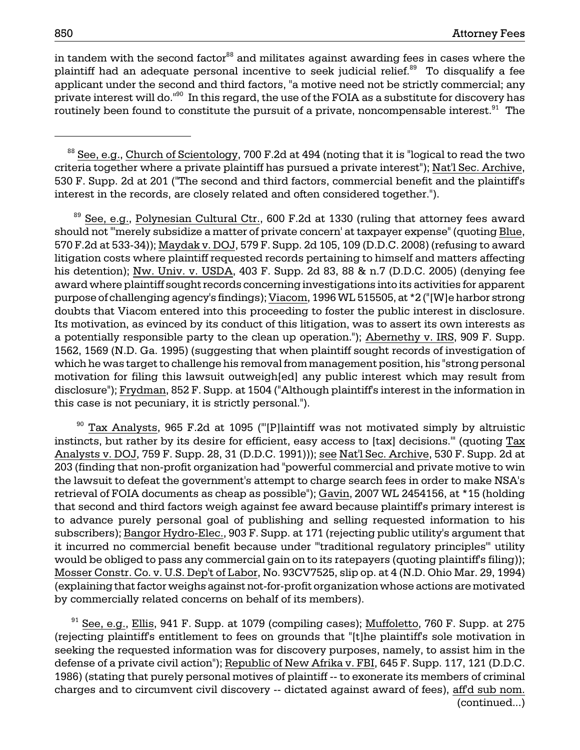in tandem with the second factor[88] and militates against awarding fees in cases where the plaintiff had an adequate personal incentive to seek judicial relief.[89] To disqualify a fee applicant under the second and third factors, "a motive need not be strictly commercial; any private interest will do."[90] In this regard, the use of the FOIA as a substitute for discovery has routinely been found to constitute the pursuit of a private, noncompensable interest.[91] The

---

[88] See, e.g., Church of Scientology, 700 F.2d at 494 (noting that it is "logical to read the two criteria together where a private plaintiff has pursued a private interest"); Nat'l Sec. Archive, 530 F. Supp. 2d at 201 ("The second and third factors, commercial benefit and the plaintiff's interest in the records, are closely related and often considered together.").

[89] See, e.g., Polynesian Cultural Ctr., 600 F.2d at 1330 (ruling that attorney fees award should not "'merely subsidize a matter of private concern' at taxpayer expense" (quoting Blue, 570 F.2d at 533-34)); Maydak v. DOJ, 579 F. Supp. 2d 105, 109 (D.D.C. 2008) (refusing to award litigation costs where plaintiff requested records pertaining to himself and matters affecting his detention); Nw. Univ. v. USDA, 403 F. Supp. 2d 83, 88 & n.7 (D.D.C. 2005) (denying fee award where plaintiff sought records concerning investigations into its activities for apparent purpose of challenging agency's findings); Viacom, 1996 WL 515505, at *2 ("[W]e harbor strong doubts that Viacom entered into this proceeding to foster the public interest in disclosure. Its motivation, as evinced by its conduct of this litigation, was to assert its own interests as a potentially responsible party to the clean up operation."); Abernethy v. IRS, 909 F. Supp. 1562, 1569 (N.D. Ga. 1995) (suggesting that when plaintiff sought records of investigation of which he was target to challenge his removal from management position, his "strong personal motivation for filing this lawsuit outweigh[ed] any public interest which may result from disclosure"); Frydman, 852 F. Supp. at 1504 ("Although plaintiff's interest in the information in this case is not pecuniary, it is strictly personal.").

[90] Tax Analysts, 965 F.2d at 1095 ("'[P]laintiff was not motivated simply by altruistic instincts, but rather by its desire for efficient, easy access to [tax] decisions.'" (quoting Tax Analysts v. DOJ, 759 F. Supp. 28, 31 (D.D.C. 1991))); see Nat'l Sec. Archive, 530 F. Supp. 2d at 203 (finding that non-profit organization had "powerful commercial and private motive to win the lawsuit to defeat the government's attempt to charge search fees in order to make NSA's retrieval of FOIA documents as cheap as possible"); Gavin, 2007 WL 2454156, at *15 (holding that second and third factors weigh against fee award because plaintiff's primary interest is to advance purely personal goal of publishing and selling requested information to his subscribers); Bangor Hydro-Elec., 903 F. Supp. at 171 (rejecting public utility's argument that it incurred no commercial benefit because under "'traditional regulatory principles'" utility would be obliged to pass any commercial gain on to its ratepayers (quoting plaintiff's filing)); Mosser Constr. Co. v. U.S. Dep't of Labor, No. 93CV7525, slip op. at 4 (N.D. Ohio Mar. 29, 1994) (explaining that factor weighs against not-for-profit organization whose actions are motivated by commercially related concerns on behalf of its members).

[91] See, e.g., Ellis, 941 F. Supp. at 1079 (compiling cases); Muffoletto, 760 F. Supp. at 275 (rejecting plaintiff's entitlement to fees on grounds that "[t]he plaintiff's sole motivation in seeking the requested information was for discovery purposes, namely, to assist him in the defense of a private civil action"); Republic of New Afrika v. FBI, 645 F. Supp. 117, 121 (D.D.C. 1986) (stating that purely personal motives of plaintiff -- to exonerate its members of criminal charges and to circumvent civil discovery -- dictated against award of fees), aff'd sub nom.

(continued...)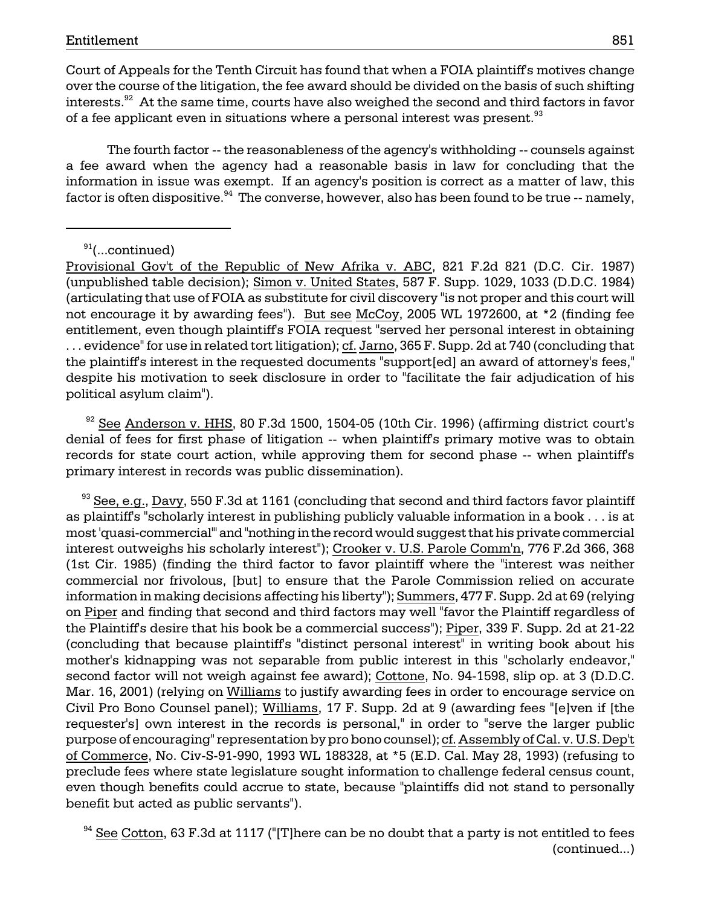Court of Appeals for the Tenth Circuit has found that when a FOIA plaintiff's motives change over the course of the litigation, the fee award should be divided on the basis of such shifting interests.[92] At the same time, courts have also weighed the second and third factors in favor of a fee applicant even in situations where a personal interest was present.[93]

The fourth factor -- the reasonableness of the agency's withholding -- counsels against a fee award when the agency had a reasonable basis in law for concluding that the information in issue was exempt. If an agency's position is correct as a matter of law, this factor is often dispositive.[94] The converse, however, also has been found to be true -- namely,

---

[91](...continued)
Provisional Gov't of the Republic of New Afrika v. ABC, 821 F.2d 821 (D.C. Cir. 1987) (unpublished table decision); Simon v. United States, 587 F. Supp. 1029, 1033 (D.D.C. 1984) (articulating that use of FOIA as substitute for civil discovery "is not proper and this court will not encourage it by awarding fees"). But see McCoy, 2005 WL 1972600, at *2 (finding fee entitlement, even though plaintiff's FOIA request "served her personal interest in obtaining . . . evidence" for use in related tort litigation); cf. Jarno, 365 F. Supp. 2d at 740 (concluding that the plaintiff's interest in the requested documents "support[ed] an award of attorney's fees," despite his motivation to seek disclosure in order to "facilitate the fair adjudication of his political asylum claim").

[92] See Anderson v. HHS, 80 F.3d 1500, 1504-05 (10th Cir. 1996) (affirming district court's denial of fees for first phase of litigation -- when plaintiff's primary motive was to obtain records for state court action, while approving them for second phase -- when plaintiff's primary interest in records was public dissemination).

[93] See, e.g., Davy, 550 F.3d at 1161 (concluding that second and third factors favor plaintiff as plaintiff's "scholarly interest in publishing publicly valuable information in a book . . . is at most 'quasi-commercial'" and "nothing in the record would suggest that his private commercial interest outweighs his scholarly interest"); Crooker v. U.S. Parole Comm'n, 776 F.2d 366, 368 (1st Cir. 1985) (finding the third factor to favor plaintiff where the "interest was neither commercial nor frivolous, [but] to ensure that the Parole Commission relied on accurate information in making decisions affecting his liberty"); Summers, 477 F. Supp. 2d at 69 (relying on Piper and finding that second and third factors may well "favor the Plaintiff regardless of the Plaintiff's desire that his book be a commercial success"); Piper, 339 F. Supp. 2d at 21-22 (concluding that because plaintiff's "distinct personal interest" in writing book about his mother's kidnapping was not separable from public interest in this "scholarly endeavor," second factor will not weigh against fee award); Cottone, No. 94-1598, slip op. at 3 (D.D.C. Mar. 16, 2001) (relying on Williams to justify awarding fees in order to encourage service on Civil Pro Bono Counsel panel); Williams, 17 F. Supp. 2d at 9 (awarding fees "[e]ven if [the requester's] own interest in the records is personal," in order to "serve the larger public purpose of encouraging" representation by pro bono counsel); cf. Assembly of Cal. v. U.S. Dep't of Commerce, No. Civ-S-91-990, 1993 WL 188328, at *5 (E.D. Cal. May 28, 1993) (refusing to preclude fees where state legislature sought information to challenge federal census count, even though benefits could accrue to state, because "plaintiffs did not stand to personally benefit but acted as public servants").

[94] See Cotton, 63 F.3d at 1117 ("[T]here can be no doubt that a party is not entitled to fees (continued...)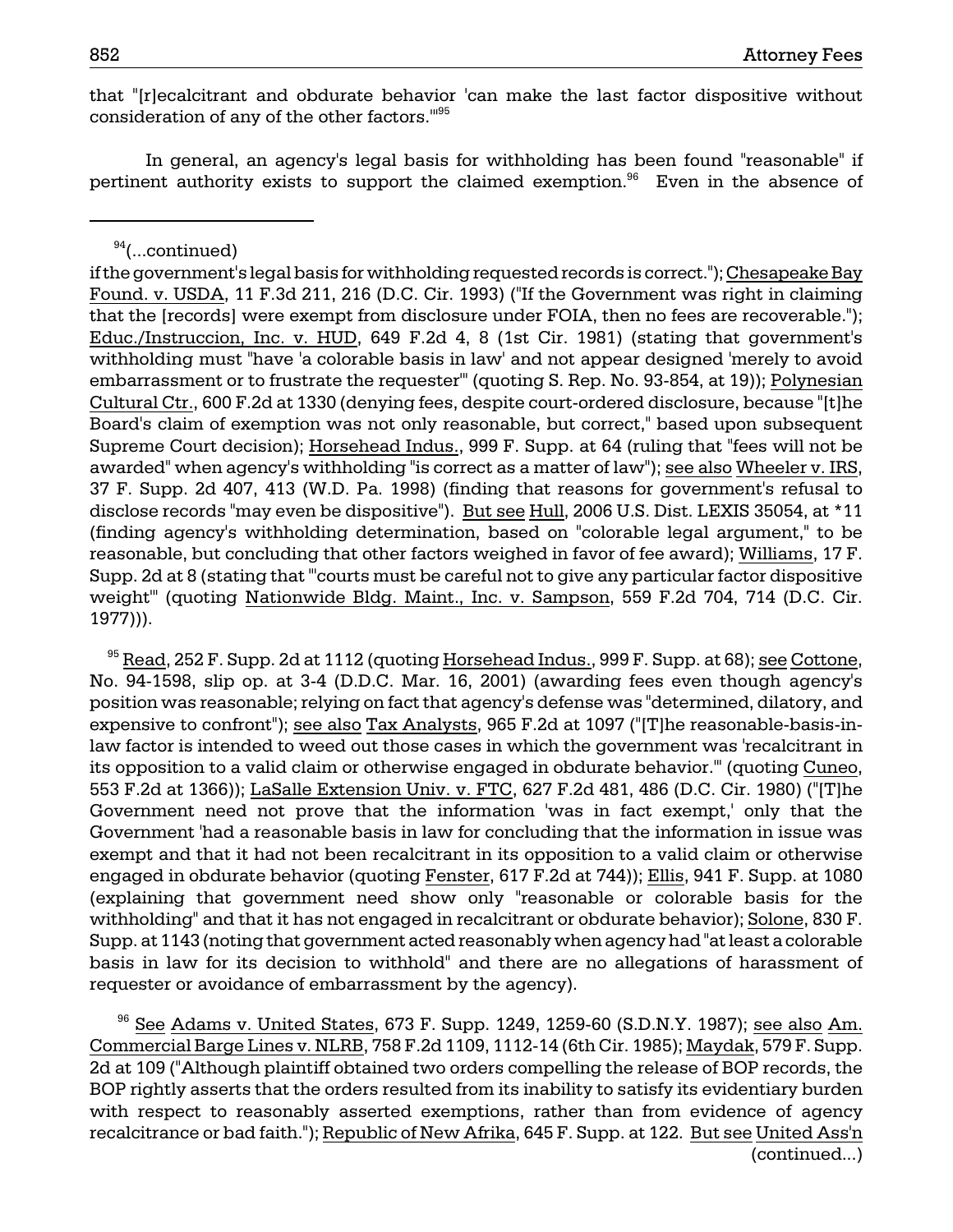that "[r]ecalcitrant and obdurate behavior 'can make the last factor dispositive without consideration of any of the other factors.'"[95]

In general, an agency's legal basis for withholding has been found "reasonable" if pertinent authority exists to support the claimed exemption.[96] Even in the absence of

---

[94](...continued)
if the government's legal basis for withholding requested records is correct."); Chesapeake Bay Found. v. USDA, 11 F.3d 211, 216 (D.C. Cir. 1993) ("If the Government was right in claiming that the [records] were exempt from disclosure under FOIA, then no fees are recoverable."); Educ./Instruccion, Inc. v. HUD, 649 F.2d 4, 8 (1st Cir. 1981) (stating that government's withholding must "have 'a colorable basis in law' and not appear designed 'merely to avoid embarrassment or to frustrate the requester'" (quoting S. Rep. No. 93-854, at 19)); Polynesian Cultural Ctr., 600 F.2d at 1330 (denying fees, despite court-ordered disclosure, because "[t]he Board's claim of exemption was not only reasonable, but correct," based upon subsequent Supreme Court decision); Horsehead Indus., 999 F. Supp. at 64 (ruling that "fees will not be awarded" when agency's withholding "is correct as a matter of law"); see also Wheeler v. IRS, 37 F. Supp. 2d 407, 413 (W.D. Pa. 1998) (finding that reasons for government's refusal to disclose records "may even be dispositive"). But see Hull, 2006 U.S. Dist. LEXIS 35054, at *11 (finding agency's withholding determination, based on "colorable legal argument," to be reasonable, but concluding that other factors weighed in favor of fee award); Williams, 17 F. Supp. 2d at 8 (stating that "'courts must be careful not to give any particular factor dispositive weight'" (quoting Nationwide Bldg. Maint., Inc. v. Sampson, 559 F.2d 704, 714 (D.C. Cir. 1977))).

[95] Read, 252 F. Supp. 2d at 1112 (quoting Horsehead Indus., 999 F. Supp. at 68); see Cottone, No. 94-1598, slip op. at 3-4 (D.D.C. Mar. 16, 2001) (awarding fees even though agency's position was reasonable; relying on fact that agency's defense was "determined, dilatory, and expensive to confront"); see also Tax Analysts, 965 F.2d at 1097 ("[T]he reasonable-basis-in-law factor is intended to weed out those cases in which the government was 'recalcitrant in its opposition to a valid claim or otherwise engaged in obdurate behavior.'" (quoting Cuneo, 553 F.2d at 1366)); LaSalle Extension Univ. v. FTC, 627 F.2d 481, 486 (D.C. Cir. 1980) ("[T]he Government need not prove that the information 'was in fact exempt,' only that the Government 'had a reasonable basis in law for concluding that the information in issue was exempt and that it had not been recalcitrant in its opposition to a valid claim or otherwise engaged in obdurate behavior (quoting Fenster, 617 F.2d at 744)); Ellis, 941 F. Supp. at 1080 (explaining that government need show only "reasonable or colorable basis for the withholding" and that it has not engaged in recalcitrant or obdurate behavior); Solone, 830 F. Supp. at 1143 (noting that government acted reasonably when agency had "at least a colorable basis in law for its decision to withhold" and there are no allegations of harassment of requester or avoidance of embarrassment by the agency).

[96] See Adams v. United States, 673 F. Supp. 1249, 1259-60 (S.D.N.Y. 1987); see also Am. Commercial Barge Lines v. NLRB, 758 F.2d 1109, 1112-14 (6th Cir. 1985); Maydak, 579 F. Supp. 2d at 109 ("Although plaintiff obtained two orders compelling the release of BOP records, the BOP rightly asserts that the orders resulted from its inability to satisfy its evidentiary burden with respect to reasonably asserted exemptions, rather than from evidence of agency recalcitrance or bad faith."); Republic of New Afrika, 645 F. Supp. at 122. But see United Ass'n
(continued...)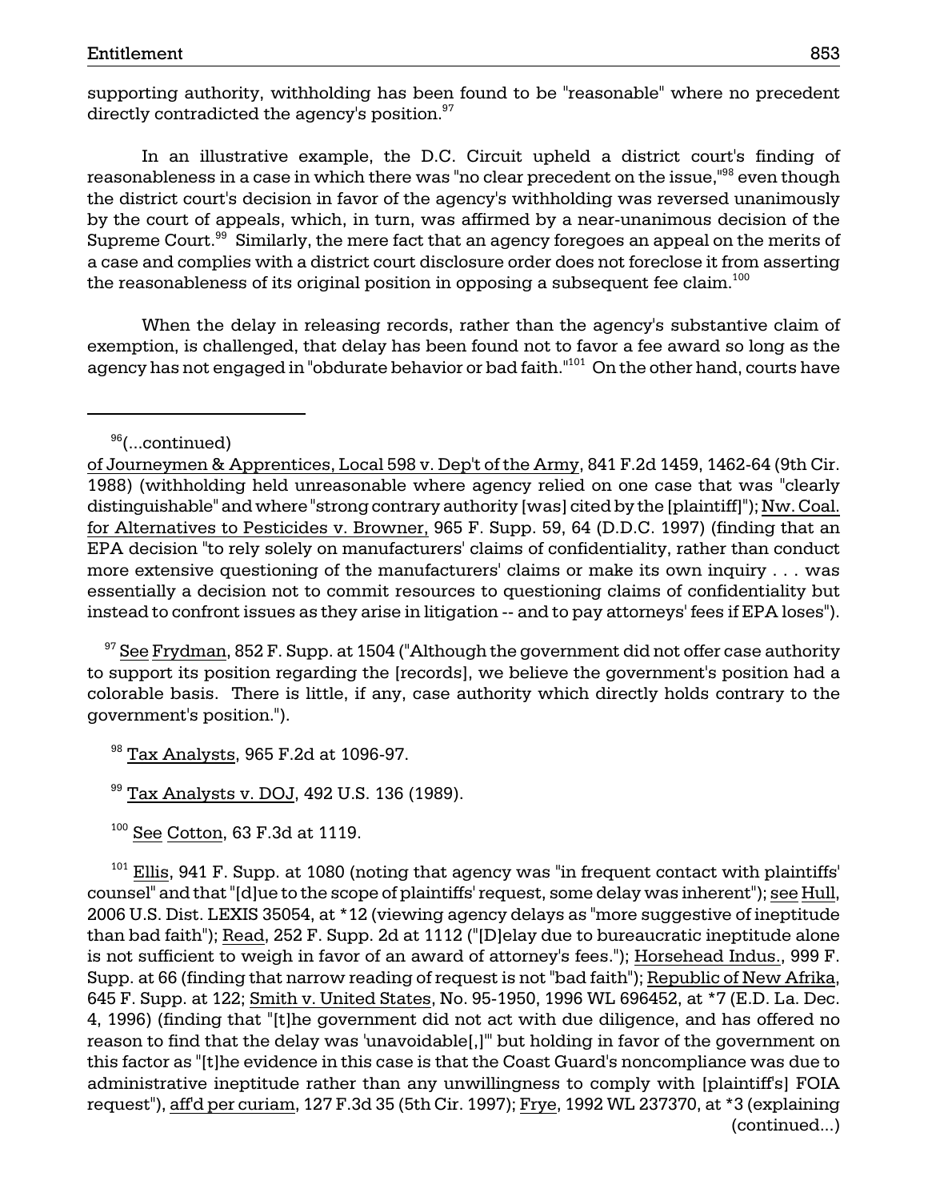supporting authority, withholding has been found to be "reasonable" where no precedent directly contradicted the agency's position.[97]

In an illustrative example, the D.C. Circuit upheld a district court's finding of reasonableness in a case in which there was "no clear precedent on the issue,"[98] even though the district court's decision in favor of the agency's withholding was reversed unanimously by the court of appeals, which, in turn, was affirmed by a near-unanimous decision of the Supreme Court.[99] Similarly, the mere fact that an agency foregoes an appeal on the merits of a case and complies with a district court disclosure order does not foreclose it from asserting the reasonableness of its original position in opposing a subsequent fee claim.[100]

When the delay in releasing records, rather than the agency's substantive claim of exemption, is challenged, that delay has been found not to favor a fee award so long as the agency has not engaged in "obdurate behavior or bad faith."[101] On the other hand, courts have

---

[96](...continued)
of Journeymen & Apprentices, Local 598 v. Dep't of the Army, 841 F.2d 1459, 1462-64 (9th Cir. 1988) (withholding held unreasonable where agency relied on one case that was "clearly distinguishable" and where "strong contrary authority [was] cited by the [plaintiff]"); Nw. Coal. for Alternatives to Pesticides v. Browner, 965 F. Supp. 59, 64 (D.D.C. 1997) (finding that an EPA decision "to rely solely on manufacturers' claims of confidentiality, rather than conduct more extensive questioning of the manufacturers' claims or make its own inquiry . . . was essentially a decision not to commit resources to questioning claims of confidentiality but instead to confront issues as they arise in litigation -- and to pay attorneys' fees if EPA loses").

[97] See Frydman, 852 F. Supp. at 1504 ("Although the government did not offer case authority to support its position regarding the [records], we believe the government's position had a colorable basis. There is little, if any, case authority which directly holds contrary to the government's position.").

[98] Tax Analysts, 965 F.2d at 1096-97.

[99] Tax Analysts v. DOJ, 492 U.S. 136 (1989).

[100] See Cotton, 63 F.3d at 1119.

[101] Ellis, 941 F. Supp. at 1080 (noting that agency was "in frequent contact with plaintiffs' counsel" and that "[d]ue to the scope of plaintiffs' request, some delay was inherent"); see Hull, 2006 U.S. Dist. LEXIS 35054, at *12 (viewing agency delays as "more suggestive of ineptitude than bad faith"); Read, 252 F. Supp. 2d at 1112 ("[D]elay due to bureaucratic ineptitude alone is not sufficient to weigh in favor of an award of attorney's fees."); Horsehead Indus., 999 F. Supp. at 66 (finding that narrow reading of request is not "bad faith"); Republic of New Afrika, 645 F. Supp. at 122; Smith v. United States, No. 95-1950, 1996 WL 696452, at *7 (E.D. La. Dec. 4, 1996) (finding that "[t]he government did not act with due diligence, and has offered no reason to find that the delay was 'unavoidable[,]'" but holding in favor of the government on this factor as "[t]he evidence in this case is that the Coast Guard's noncompliance was due to administrative ineptitude rather than any unwillingness to comply with [plaintiff's] FOIA request"), aff'd per curiam, 127 F.3d 35 (5th Cir. 1997); Frye, 1992 WL 237370, at *3 (explaining (continued...)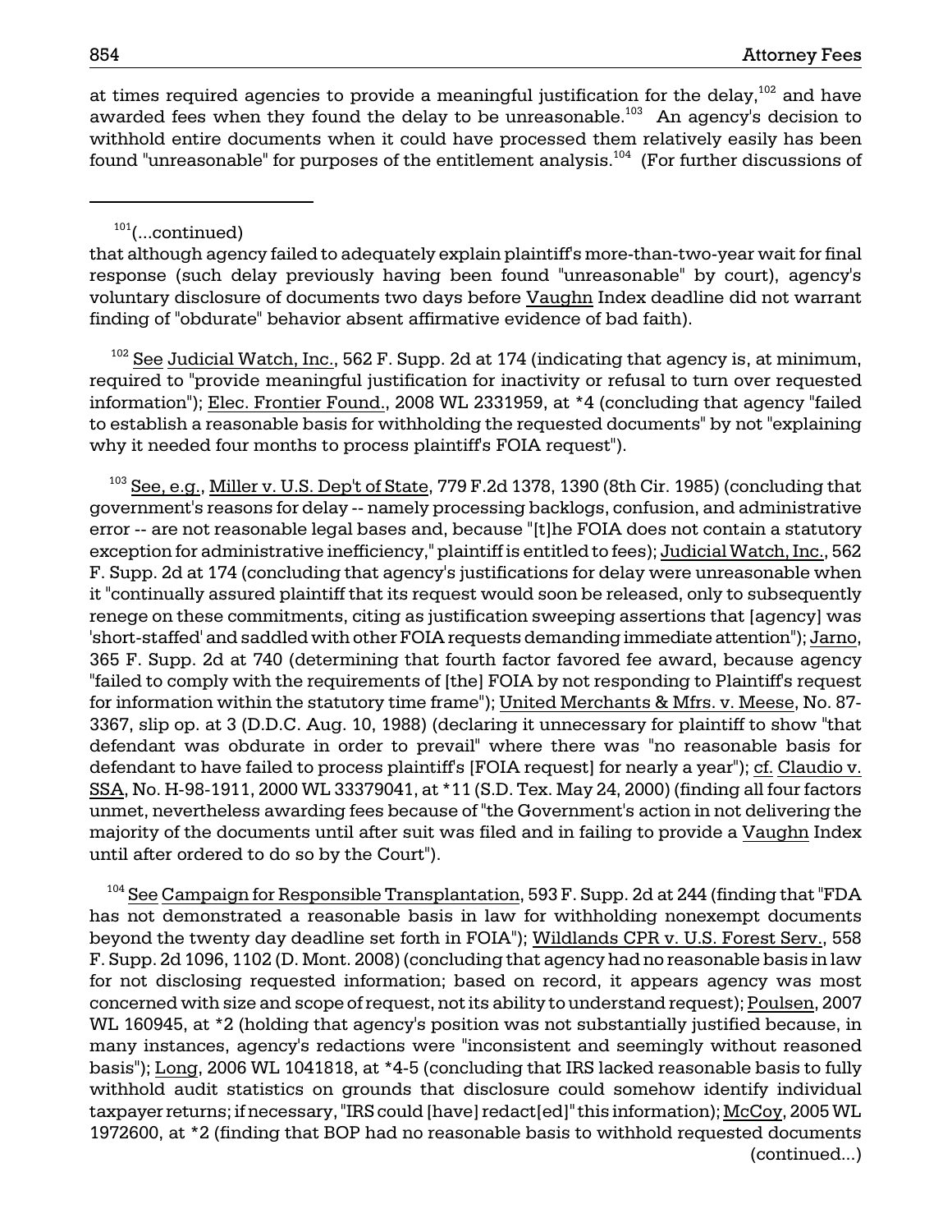at times required agencies to provide a meaningful justification for the delay,[102] and have awarded fees when they found the delay to be unreasonable.[103] An agency's decision to withhold entire documents when it could have processed them relatively easily has been found "unreasonable" for purposes of the entitlement analysis.[104] (For further discussions of

---

[101](...continued)

that although agency failed to adequately explain plaintiff's more-than-two-year wait for final response (such delay previously having been found "unreasonable" by court), agency's voluntary disclosure of documents two days before Vaughn Index deadline did not warrant finding of "obdurate" behavior absent affirmative evidence of bad faith).

[102] See Judicial Watch, Inc., 562 F. Supp. 2d at 174 (indicating that agency is, at minimum, required to "provide meaningful justification for inactivity or refusal to turn over requested information"); Elec. Frontier Found., 2008 WL 2331959, at *4 (concluding that agency "failed to establish a reasonable basis for withholding the requested documents" by not "explaining why it needed four months to process plaintiff's FOIA request").

[103] See, e.g., Miller v. U.S. Dep't of State, 779 F.2d 1378, 1390 (8th Cir. 1985) (concluding that government's reasons for delay -- namely processing backlogs, confusion, and administrative error -- are not reasonable legal bases and, because "[t]he FOIA does not contain a statutory exception for administrative inefficiency," plaintiff is entitled to fees); Judicial Watch, Inc., 562 F. Supp. 2d at 174 (concluding that agency's justifications for delay were unreasonable when it "continually assured plaintiff that its request would soon be released, only to subsequently renege on these commitments, citing as justification sweeping assertions that [agency] was 'short-staffed' and saddled with other FOIA requests demanding immediate attention"); Jarno, 365 F. Supp. 2d at 740 (determining that fourth factor favored fee award, because agency "failed to comply with the requirements of [the] FOIA by not responding to Plaintiff's request for information within the statutory time frame"); United Merchants & Mfrs. v. Meese, No. 87-3367, slip op. at 3 (D.D.C. Aug. 10, 1988) (declaring it unnecessary for plaintiff to show "that defendant was obdurate in order to prevail" where there was "no reasonable basis for defendant to have failed to process plaintiff's [FOIA request] for nearly a year"); cf. Claudio v. SSA, No. H-98-1911, 2000 WL 33379041, at *11 (S.D. Tex. May 24, 2000) (finding all four factors unmet, nevertheless awarding fees because of "the Government's action in not delivering the majority of the documents until after suit was filed and in failing to provide a Vaughn Index until after ordered to do so by the Court").

[104] See Campaign for Responsible Transplantation, 593 F. Supp. 2d at 244 (finding that "FDA has not demonstrated a reasonable basis in law for withholding nonexempt documents beyond the twenty day deadline set forth in FOIA"); Wildlands CPR v. U.S. Forest Serv., 558 F. Supp. 2d 1096, 1102 (D. Mont. 2008) (concluding that agency had no reasonable basis in law for not disclosing requested information; based on record, it appears agency was most concerned with size and scope of request, not its ability to understand request); Poulsen, 2007 WL 160945, at *2 (holding that agency's position was not substantially justified because, in many instances, agency's redactions were "inconsistent and seemingly without reasoned basis"); Long, 2006 WL 1041818, at *4-5 (concluding that IRS lacked reasonable basis to fully withhold audit statistics on grounds that disclosure could somehow identify individual taxpayer returns; if necessary, "IRS could [have] redact[ed]" this information); McCoy, 2005 WL 1972600, at *2 (finding that BOP had no reasonable basis to withhold requested documents (continued...)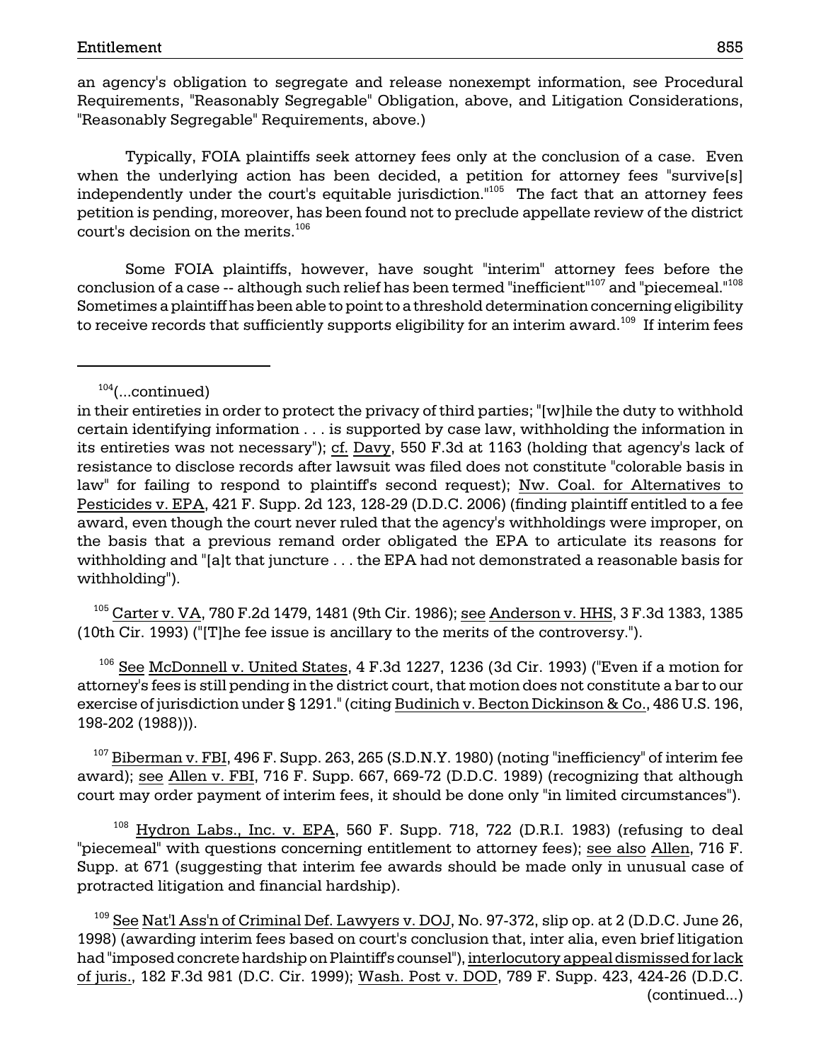an agency's obligation to segregate and release nonexempt information, see Procedural Requirements, "Reasonably Segregable" Obligation, above, and Litigation Considerations, "Reasonably Segregable" Requirements, above.)

Typically, FOIA plaintiffs seek attorney fees only at the conclusion of a case. Even when the underlying action has been decided, a petition for attorney fees "survive[s] independently under the court's equitable jurisdiction."[105] The fact that an attorney fees petition is pending, moreover, has been found not to preclude appellate review of the district court's decision on the merits.[106]

Some FOIA plaintiffs, however, have sought "interim" attorney fees before the conclusion of a case -- although such relief has been termed "inefficient"[107] and "piecemeal."[108] Sometimes a plaintiff has been able to point to a threshold determination concerning eligibility to receive records that sufficiently supports eligibility for an interim award.[109] If interim fees

---

[104](...continued) in their entireties in order to protect the privacy of third parties; "[w]hile the duty to withhold certain identifying information . . . is supported by case law, withholding the information in its entireties was not necessary"); cf. Davy, 550 F.3d at 1163 (holding that agency's lack of resistance to disclose records after lawsuit was filed does not constitute "colorable basis in law" for failing to respond to plaintiff's second request); Nw. Coal. for Alternatives to Pesticides v. EPA, 421 F. Supp. 2d 123, 128-29 (D.D.C. 2006) (finding plaintiff entitled to a fee award, even though the court never ruled that the agency's withholdings were improper, on the basis that a previous remand order obligated the EPA to articulate its reasons for withholding and "[a]t that juncture . . . the EPA had not demonstrated a reasonable basis for withholding").

[105] Carter v. VA, 780 F.2d 1479, 1481 (9th Cir. 1986); see Anderson v. HHS, 3 F.3d 1383, 1385 (10th Cir. 1993) ("[T]he fee issue is ancillary to the merits of the controversy.").

[106] See McDonnell v. United States, 4 F.3d 1227, 1236 (3d Cir. 1993) ("Even if a motion for attorney's fees is still pending in the district court, that motion does not constitute a bar to our exercise of jurisdiction under § 1291." (citing Budinich v. Becton Dickinson & Co., 486 U.S. 196, 198-202 (1988))).

[107] Biberman v. FBI, 496 F. Supp. 263, 265 (S.D.N.Y. 1980) (noting "inefficiency" of interim fee award); see Allen v. FBI, 716 F. Supp. 667, 669-72 (D.D.C. 1989) (recognizing that although court may order payment of interim fees, it should be done only "in limited circumstances").

[108] Hydron Labs., Inc. v. EPA, 560 F. Supp. 718, 722 (D.R.I. 1983) (refusing to deal "piecemeal" with questions concerning entitlement to attorney fees); see also Allen, 716 F. Supp. at 671 (suggesting that interim fee awards should be made only in unusual case of protracted litigation and financial hardship).

[109] See Nat'l Ass'n of Criminal Def. Lawyers v. DOJ, No. 97-372, slip op. at 2 (D.D.C. June 26, 1998) (awarding interim fees based on court's conclusion that, inter alia, even brief litigation had "imposed concrete hardship on Plaintiff's counsel"), interlocutory appeal dismissed for lack of juris., 182 F.3d 981 (D.C. Cir. 1999); Wash. Post v. DOD, 789 F. Supp. 423, 424-26 (D.D.C. (continued...)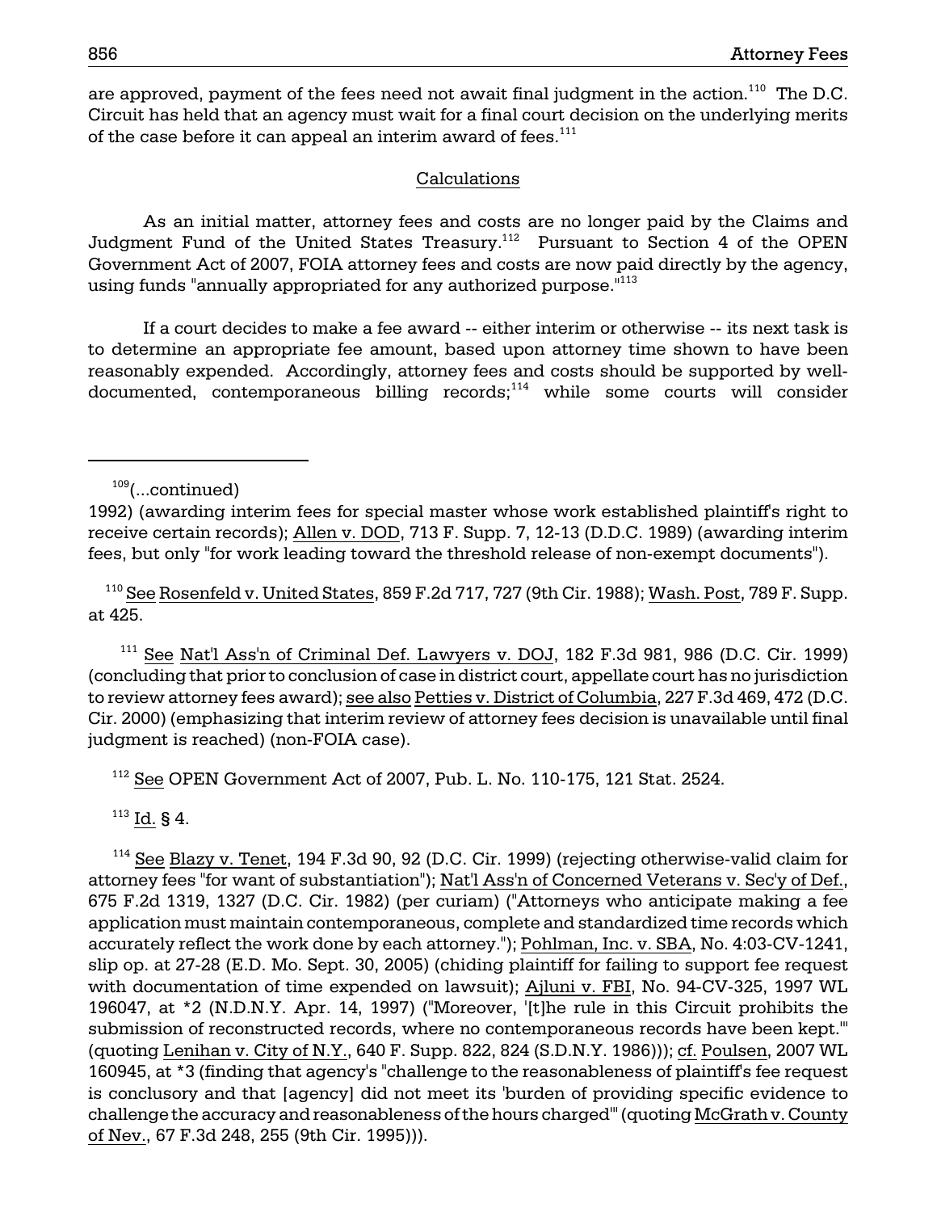are approved, payment of the fees need not await final judgment in the action.[110] The D.C. Circuit has held that an agency must wait for a final court decision on the underlying merits of the case before it can appeal an interim award of fees.[111]

## Calculations

As an initial matter, attorney fees and costs are no longer paid by the Claims and Judgment Fund of the United States Treasury.[112] Pursuant to Section 4 of the OPEN Government Act of 2007, FOIA attorney fees and costs are now paid directly by the agency, using funds "annually appropriated for any authorized purpose."[113]

If a court decides to make a fee award -- either interim or otherwise -- its next task is to determine an appropriate fee amount, based upon attorney time shown to have been reasonably expended. Accordingly, attorney fees and costs should be supported by well-documented, contemporaneous billing records;[114] while some courts will consider

---

[109](...continued)
1992) (awarding interim fees for special master whose work established plaintiff's right to receive certain records); Allen v. DOD, 713 F. Supp. 7, 12-13 (D.D.C. 1989) (awarding interim fees, but only "for work leading toward the threshold release of non-exempt documents").

[110] See Rosenfeld v. United States, 859 F.2d 717, 727 (9th Cir. 1988); Wash. Post, 789 F. Supp. at 425.

[111] See Nat'l Ass'n of Criminal Def. Lawyers v. DOJ, 182 F.3d 981, 986 (D.C. Cir. 1999) (concluding that prior to conclusion of case in district court, appellate court has no jurisdiction to review attorney fees award); see also Petties v. District of Columbia, 227 F.3d 469, 472 (D.C. Cir. 2000) (emphasizing that interim review of attorney fees decision is unavailable until final judgment is reached) (non-FOIA case).

[112] See OPEN Government Act of 2007, Pub. L. No. 110-175, 121 Stat. 2524.

[113] Id. § 4.

[114] See Blazy v. Tenet, 194 F.3d 90, 92 (D.C. Cir. 1999) (rejecting otherwise-valid claim for attorney fees "for want of substantiation"); Nat'l Ass'n of Concerned Veterans v. Sec'y of Def., 675 F.2d 1319, 1327 (D.C. Cir. 1982) (per curiam) ("Attorneys who anticipate making a fee application must maintain contemporaneous, complete and standardized time records which accurately reflect the work done by each attorney."); Pohlman, Inc. v. SBA, No. 4:03-CV-1241, slip op. at 27-28 (E.D. Mo. Sept. 30, 2005) (chiding plaintiff for failing to support fee request with documentation of time expended on lawsuit); Ajluni v. FBI, No. 94-CV-325, 1997 WL 196047, at *2 (N.D.N.Y. Apr. 14, 1997) ("Moreover, '[t]he rule in this Circuit prohibits the submission of reconstructed records, where no contemporaneous records have been kept.'" (quoting Lenihan v. City of N.Y., 640 F. Supp. 822, 824 (S.D.N.Y. 1986))); cf. Poulsen, 2007 WL 160945, at *3 (finding that agency's "challenge to the reasonableness of plaintiff's fee request is conclusory and that [agency] did not meet its 'burden of providing specific evidence to challenge the accuracy and reasonableness of the hours charged'" (quoting McGrath v. County of Nev., 67 F.3d 248, 255 (9th Cir. 1995))).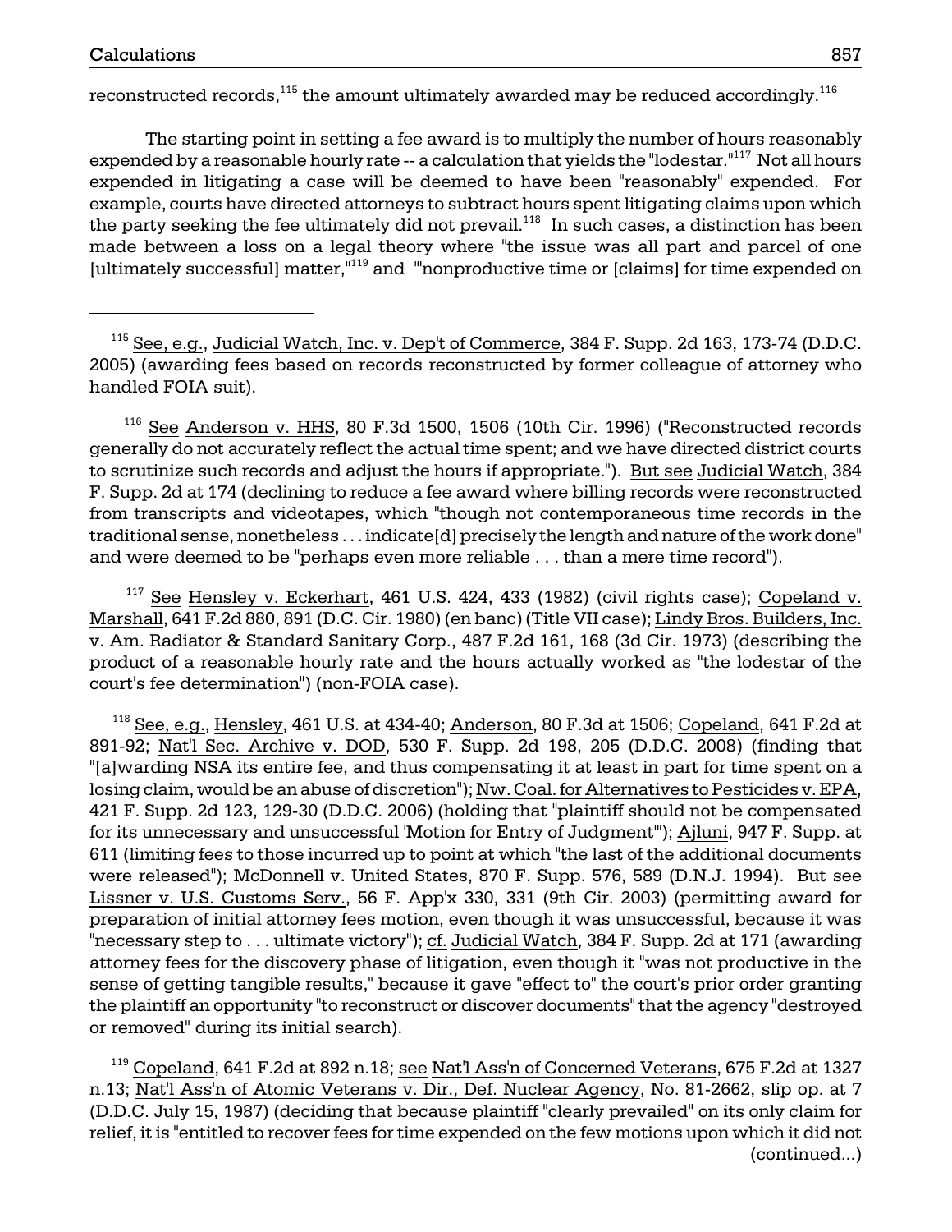reconstructed records,[115] the amount ultimately awarded may be reduced accordingly.[116]

The starting point in setting a fee award is to multiply the number of hours reasonably expended by a reasonable hourly rate -- a calculation that yields the "lodestar."[117] Not all hours expended in litigating a case will be deemed to have been "reasonably" expended. For example, courts have directed attorneys to subtract hours spent litigating claims upon which the party seeking the fee ultimately did not prevail.[118] In such cases, a distinction has been made between a loss on a legal theory where "the issue was all part and parcel of one [ultimately successful] matter,"[119] and "'nonproductive time or [claims] for time expended on

---

[115] See, e.g., Judicial Watch, Inc. v. Dep't of Commerce, 384 F. Supp. 2d 163, 173-74 (D.D.C. 2005) (awarding fees based on records reconstructed by former colleague of attorney who handled FOIA suit).

[116] See Anderson v. HHS, 80 F.3d 1500, 1506 (10th Cir. 1996) ("Reconstructed records generally do not accurately reflect the actual time spent; and we have directed district courts to scrutinize such records and adjust the hours if appropriate."). But see Judicial Watch, 384 F. Supp. 2d at 174 (declining to reduce a fee award where billing records were reconstructed from transcripts and videotapes, which "though not contemporaneous time records in the traditional sense, nonetheless . . . indicate[d] precisely the length and nature of the work done" and were deemed to be "perhaps even more reliable . . . than a mere time record").

[117] See Hensley v. Eckerhart, 461 U.S. 424, 433 (1982) (civil rights case); Copeland v. Marshall, 641 F.2d 880, 891 (D.C. Cir. 1980) (en banc) (Title VII case); Lindy Bros. Builders, Inc. v. Am. Radiator & Standard Sanitary Corp., 487 F.2d 161, 168 (3d Cir. 1973) (describing the product of a reasonable hourly rate and the hours actually worked as "the lodestar of the court's fee determination") (non-FOIA case).

[118] See, e.g., Hensley, 461 U.S. at 434-40; Anderson, 80 F.3d at 1506; Copeland, 641 F.2d at 891-92; Nat'l Sec. Archive v. DOD, 530 F. Supp. 2d 198, 205 (D.D.C. 2008) (finding that "[a]warding NSA its entire fee, and thus compensating it at least in part for time spent on a losing claim, would be an abuse of discretion"); Nw. Coal. for Alternatives to Pesticides v. EPA, 421 F. Supp. 2d 123, 129-30 (D.D.C. 2006) (holding that "plaintiff should not be compensated for its unnecessary and unsuccessful 'Motion for Entry of Judgment'"); Ajluni, 947 F. Supp. at 611 (limiting fees to those incurred up to point at which "the last of the additional documents were released"); McDonnell v. United States, 870 F. Supp. 576, 589 (D.N.J. 1994). But see Lissner v. U.S. Customs Serv., 56 F. App'x 330, 331 (9th Cir. 2003) (permitting award for preparation of initial attorney fees motion, even though it was unsuccessful, because it was "necessary step to . . . ultimate victory"); cf. Judicial Watch, 384 F. Supp. 2d at 171 (awarding attorney fees for the discovery phase of litigation, even though it "was not productive in the sense of getting tangible results," because it gave "effect to" the court's prior order granting the plaintiff an opportunity "to reconstruct or discover documents" that the agency "destroyed or removed" during its initial search).

[119] Copeland, 641 F.2d at 892 n.18; see Nat'l Ass'n of Concerned Veterans, 675 F.2d at 1327 n.13; Nat'l Ass'n of Atomic Veterans v. Dir., Def. Nuclear Agency, No. 81-2662, slip op. at 7 (D.D.C. July 15, 1987) (deciding that because plaintiff "clearly prevailed" on its only claim for relief, it is "entitled to recover fees for time expended on the few motions upon which it did not (continued...)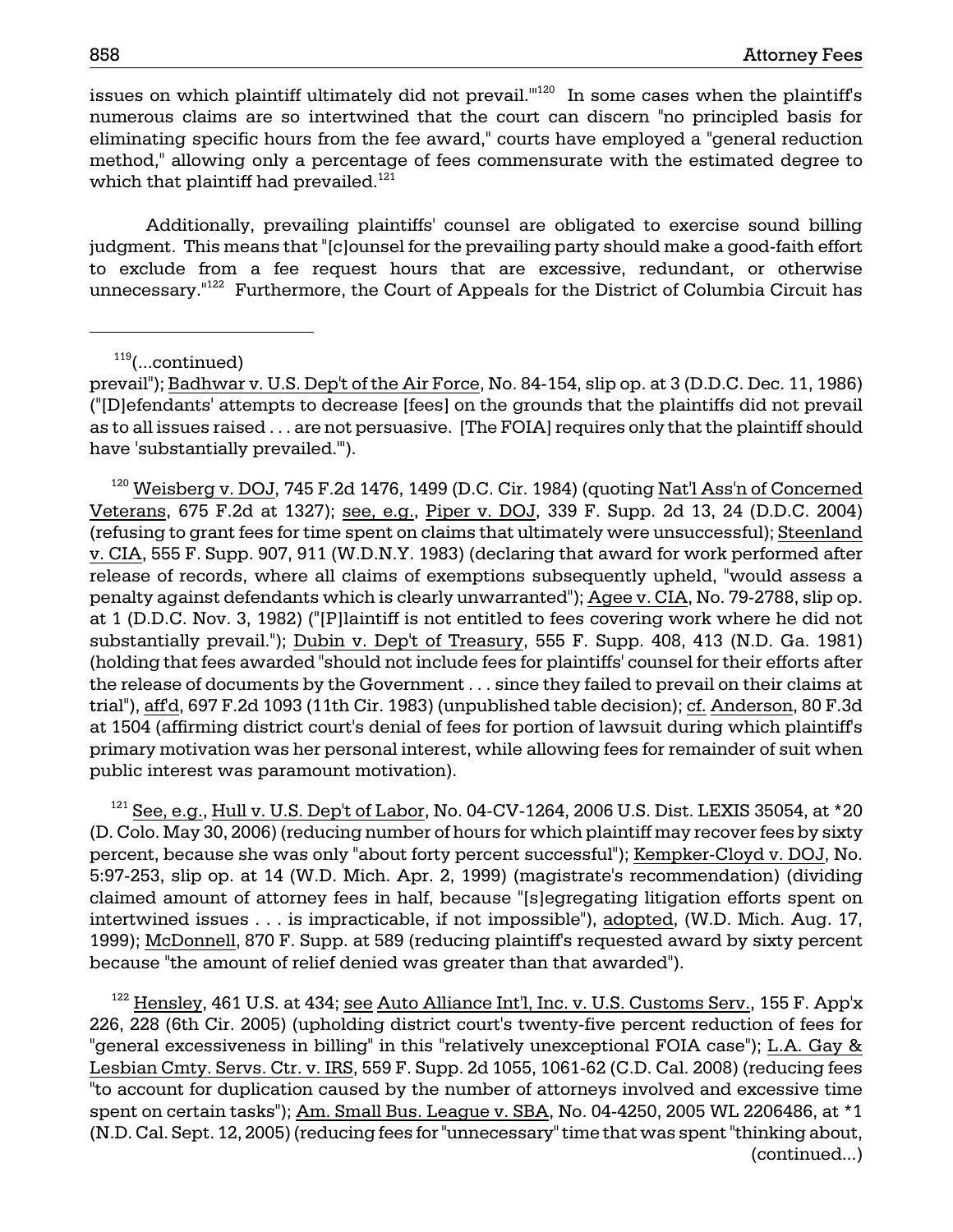issues on which plaintiff ultimately did not prevail.'"[120] In some cases when the plaintiff's numerous claims are so intertwined that the court can discern "no principled basis for eliminating specific hours from the fee award," courts have employed a "general reduction method," allowing only a percentage of fees commensurate with the estimated degree to which that plaintiff had prevailed.[121]

Additionally, prevailing plaintiffs' counsel are obligated to exercise sound billing judgment. This means that "[c]ounsel for the prevailing party should make a good-faith effort to exclude from a fee request hours that are excessive, redundant, or otherwise unnecessary."[122] Furthermore, the Court of Appeals for the District of Columbia Circuit has

---

[119](...continued)
prevail"); Badhwar v. U.S. Dep't of the Air Force, No. 84-154, slip op. at 3 (D.D.C. Dec. 11, 1986) ("[D]efendants' attempts to decrease [fees] on the grounds that the plaintiffs did not prevail as to all issues raised . . . are not persuasive. [The FOIA] requires only that the plaintiff should have 'substantially prevailed.'").

[120] Weisberg v. DOJ, 745 F.2d 1476, 1499 (D.C. Cir. 1984) (quoting Nat'l Ass'n of Concerned Veterans, 675 F.2d at 1327); see, e.g., Piper v. DOJ, 339 F. Supp. 2d 13, 24 (D.D.C. 2004) (refusing to grant fees for time spent on claims that ultimately were unsuccessful); Steenland v. CIA, 555 F. Supp. 907, 911 (W.D.N.Y. 1983) (declaring that award for work performed after release of records, where all claims of exemptions subsequently upheld, "would assess a penalty against defendants which is clearly unwarranted"); Agee v. CIA, No. 79-2788, slip op. at 1 (D.D.C. Nov. 3, 1982) ("[P]laintiff is not entitled to fees covering work where he did not substantially prevail."); Dubin v. Dep't of Treasury, 555 F. Supp. 408, 413 (N.D. Ga. 1981) (holding that fees awarded "should not include fees for plaintiffs' counsel for their efforts after the release of documents by the Government . . . since they failed to prevail on their claims at trial"), aff'd, 697 F.2d 1093 (11th Cir. 1983) (unpublished table decision); cf. Anderson, 80 F.3d at 1504 (affirming district court's denial of fees for portion of lawsuit during which plaintiff's primary motivation was her personal interest, while allowing fees for remainder of suit when public interest was paramount motivation).

[121] See, e.g., Hull v. U.S. Dep't of Labor, No. 04-CV-1264, 2006 U.S. Dist. LEXIS 35054, at *20 (D. Colo. May 30, 2006) (reducing number of hours for which plaintiff may recover fees by sixty percent, because she was only "about forty percent successful"); Kempker-Cloyd v. DOJ, No. 5:97-253, slip op. at 14 (W.D. Mich. Apr. 2, 1999) (magistrate's recommendation) (dividing claimed amount of attorney fees in half, because "[s]egregating litigation efforts spent on intertwined issues . . . is impracticable, if not impossible"), adopted, (W.D. Mich. Aug. 17, 1999); McDonnell, 870 F. Supp. at 589 (reducing plaintiff's requested award by sixty percent because "the amount of relief denied was greater than that awarded").

[122] Hensley, 461 U.S. at 434; see Auto Alliance Int'l, Inc. v. U.S. Customs Serv., 155 F. App'x 226, 228 (6th Cir. 2005) (upholding district court's twenty-five percent reduction of fees for "general excessiveness in billing" in this "relatively unexceptional FOIA case"); L.A. Gay & Lesbian Cmty. Servs. Ctr. v. IRS, 559 F. Supp. 2d 1055, 1061-62 (C.D. Cal. 2008) (reducing fees "to account for duplication caused by the number of attorneys involved and excessive time spent on certain tasks"); Am. Small Bus. League v. SBA, No. 04-4250, 2005 WL 2206486, at *1 (N.D. Cal. Sept. 12, 2005) (reducing fees for "unnecessary" time that was spent "thinking about, (continued...)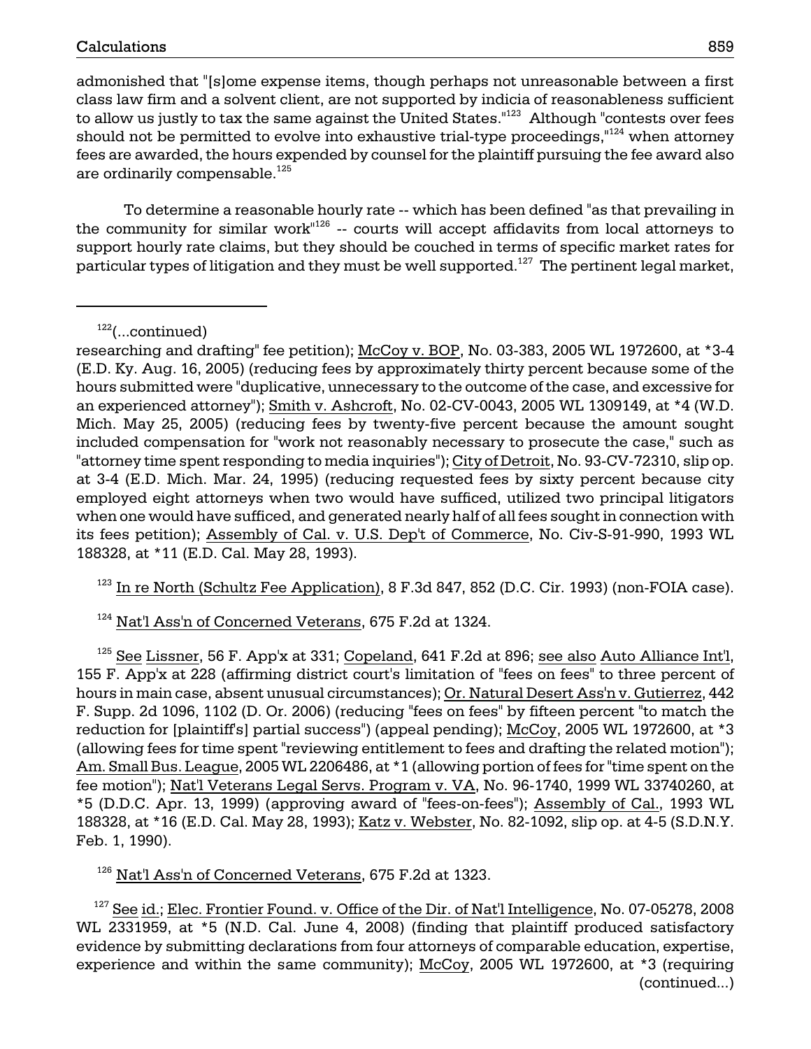admonished that "[s]ome expense items, though perhaps not unreasonable between a first class law firm and a solvent client, are not supported by indicia of reasonableness sufficient to allow us justly to tax the same against the United States."[123] Although "contests over fees should not be permitted to evolve into exhaustive trial-type proceedings,"[124] when attorney fees are awarded, the hours expended by counsel for the plaintiff pursuing the fee award also are ordinarily compensable.[125]

To determine a reasonable hourly rate -- which has been defined "as that prevailing in the community for similar work"[126] -- courts will accept affidavits from local attorneys to support hourly rate claims, but they should be couched in terms of specific market rates for particular types of litigation and they must be well supported.[127] The pertinent legal market,

---

[122](...continued) researching and drafting" fee petition); McCoy v. BOP, No. 03-383, 2005 WL 1972600, at *3-4 (E.D. Ky. Aug. 16, 2005) (reducing fees by approximately thirty percent because some of the hours submitted were "duplicative, unnecessary to the outcome of the case, and excessive for an experienced attorney"); Smith v. Ashcroft, No. 02-CV-0043, 2005 WL 1309149, at *4 (W.D. Mich. May 25, 2005) (reducing fees by twenty-five percent because the amount sought included compensation for "work not reasonably necessary to prosecute the case," such as "attorney time spent responding to media inquiries"); City of Detroit, No. 93-CV-72310, slip op. at 3-4 (E.D. Mich. Mar. 24, 1995) (reducing requested fees by sixty percent because city employed eight attorneys when two would have sufficed, utilized two principal litigators when one would have sufficed, and generated nearly half of all fees sought in connection with its fees petition); Assembly of Cal. v. U.S. Dep't of Commerce, No. Civ-S-91-990, 1993 WL 188328, at *11 (E.D. Cal. May 28, 1993).

[123] In re North (Schultz Fee Application), 8 F.3d 847, 852 (D.C. Cir. 1993) (non-FOIA case).

[124] Nat'l Ass'n of Concerned Veterans, 675 F.2d at 1324.

[125] See Lissner, 56 F. App'x at 331; Copeland, 641 F.2d at 896; see also Auto Alliance Int'l, 155 F. App'x at 228 (affirming district court's limitation of "fees on fees" to three percent of hours in main case, absent unusual circumstances); Or. Natural Desert Ass'n v. Gutierrez, 442 F. Supp. 2d 1096, 1102 (D. Or. 2006) (reducing "fees on fees" by fifteen percent "to match the reduction for [plaintiff's] partial success") (appeal pending); McCoy, 2005 WL 1972600, at *3 (allowing fees for time spent "reviewing entitlement to fees and drafting the related motion"); Am. Small Bus. League, 2005 WL 2206486, at *1 (allowing portion of fees for "time spent on the fee motion"); Nat'l Veterans Legal Servs. Program v. VA, No. 96-1740, 1999 WL 33740260, at *5 (D.D.C. Apr. 13, 1999) (approving award of "fees-on-fees"); Assembly of Cal., 1993 WL 188328, at *16 (E.D. Cal. May 28, 1993); Katz v. Webster, No. 82-1092, slip op. at 4-5 (S.D.N.Y. Feb. 1, 1990).

[126] Nat'l Ass'n of Concerned Veterans, 675 F.2d at 1323.

[127] See id.; Elec. Frontier Found. v. Office of the Dir. of Nat'l Intelligence, No. 07-05278, 2008 WL 2331959, at *5 (N.D. Cal. June 4, 2008) (finding that plaintiff produced satisfactory evidence by submitting declarations from four attorneys of comparable education, expertise, experience and within the same community); McCoy, 2005 WL 1972600, at *3 (requiring (continued...)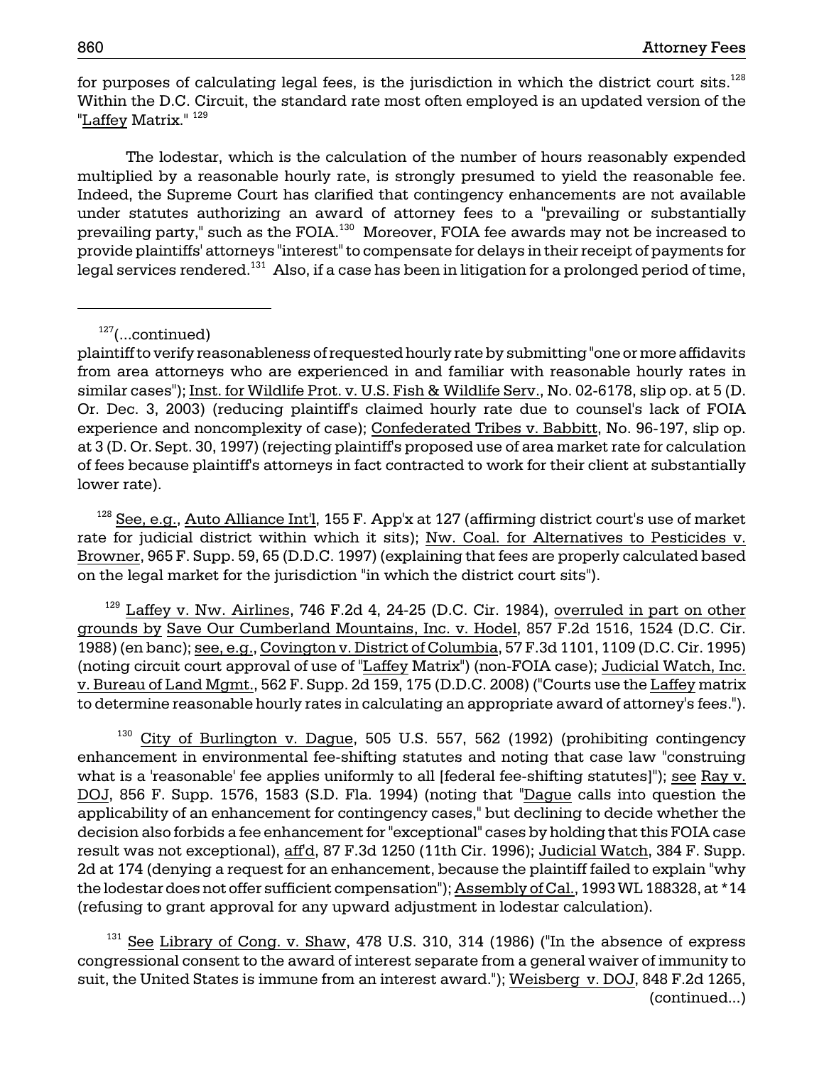for purposes of calculating legal fees, is the jurisdiction in which the district court sits.[128] Within the D.C. Circuit, the standard rate most often employed is an updated version of the "Laffey Matrix." [129]

The lodestar, which is the calculation of the number of hours reasonably expended multiplied by a reasonable hourly rate, is strongly presumed to yield the reasonable fee. Indeed, the Supreme Court has clarified that contingency enhancements are not available under statutes authorizing an award of attorney fees to a "prevailing or substantially prevailing party," such as the FOIA.[130] Moreover, FOIA fee awards may not be increased to provide plaintiffs' attorneys "interest" to compensate for delays in their receipt of payments for legal services rendered.[131] Also, if a case has been in litigation for a prolonged period of time,

---

[127](...continued)
plaintiff to verify reasonableness of requested hourly rate by submitting "one or more affidavits from area attorneys who are experienced in and familiar with reasonable hourly rates in similar cases"); Inst. for Wildlife Prot. v. U.S. Fish & Wildlife Serv., No. 02-6178, slip op. at 5 (D. Or. Dec. 3, 2003) (reducing plaintiff's claimed hourly rate due to counsel's lack of FOIA experience and noncomplexity of case); Confederated Tribes v. Babbitt, No. 96-197, slip op. at 3 (D. Or. Sept. 30, 1997) (rejecting plaintiff's proposed use of area market rate for calculation of fees because plaintiff's attorneys in fact contracted to work for their client at substantially lower rate).

[128] See, e.g., Auto Alliance Int'l, 155 F. App'x at 127 (affirming district court's use of market rate for judicial district within which it sits); Nw. Coal. for Alternatives to Pesticides v. Browner, 965 F. Supp. 59, 65 (D.D.C. 1997) (explaining that fees are properly calculated based on the legal market for the jurisdiction "in which the district court sits").

[129] Laffey v. Nw. Airlines, 746 F.2d 4, 24-25 (D.C. Cir. 1984), overruled in part on other grounds by Save Our Cumberland Mountains, Inc. v. Hodel, 857 F.2d 1516, 1524 (D.C. Cir. 1988) (en banc); see, e.g., Covington v. District of Columbia, 57 F.3d 1101, 1109 (D.C. Cir. 1995) (noting circuit court approval of use of "Laffey Matrix") (non-FOIA case); Judicial Watch, Inc. v. Bureau of Land Mgmt., 562 F. Supp. 2d 159, 175 (D.D.C. 2008) ("Courts use the Laffey matrix to determine reasonable hourly rates in calculating an appropriate award of attorney's fees.").

[130] City of Burlington v. Dague, 505 U.S. 557, 562 (1992) (prohibiting contingency enhancement in environmental fee-shifting statutes and noting that case law "construing what is a 'reasonable' fee applies uniformly to all [federal fee-shifting statutes]"); see Ray v. DOJ, 856 F. Supp. 1576, 1583 (S.D. Fla. 1994) (noting that "Dague calls into question the applicability of an enhancement for contingency cases," but declining to decide whether the decision also forbids a fee enhancement for "exceptional" cases by holding that this FOIA case result was not exceptional), aff'd, 87 F.3d 1250 (11th Cir. 1996); Judicial Watch, 384 F. Supp. 2d at 174 (denying a request for an enhancement, because the plaintiff failed to explain "why the lodestar does not offer sufficient compensation"); Assembly of Cal., 1993 WL 188328, at *14 (refusing to grant approval for any upward adjustment in lodestar calculation).

[131] See Library of Cong. v. Shaw, 478 U.S. 310, 314 (1986) ("In the absence of express congressional consent to the award of interest separate from a general waiver of immunity to suit, the United States is immune from an interest award."); Weisberg v. DOJ, 848 F.2d 1265, (continued...)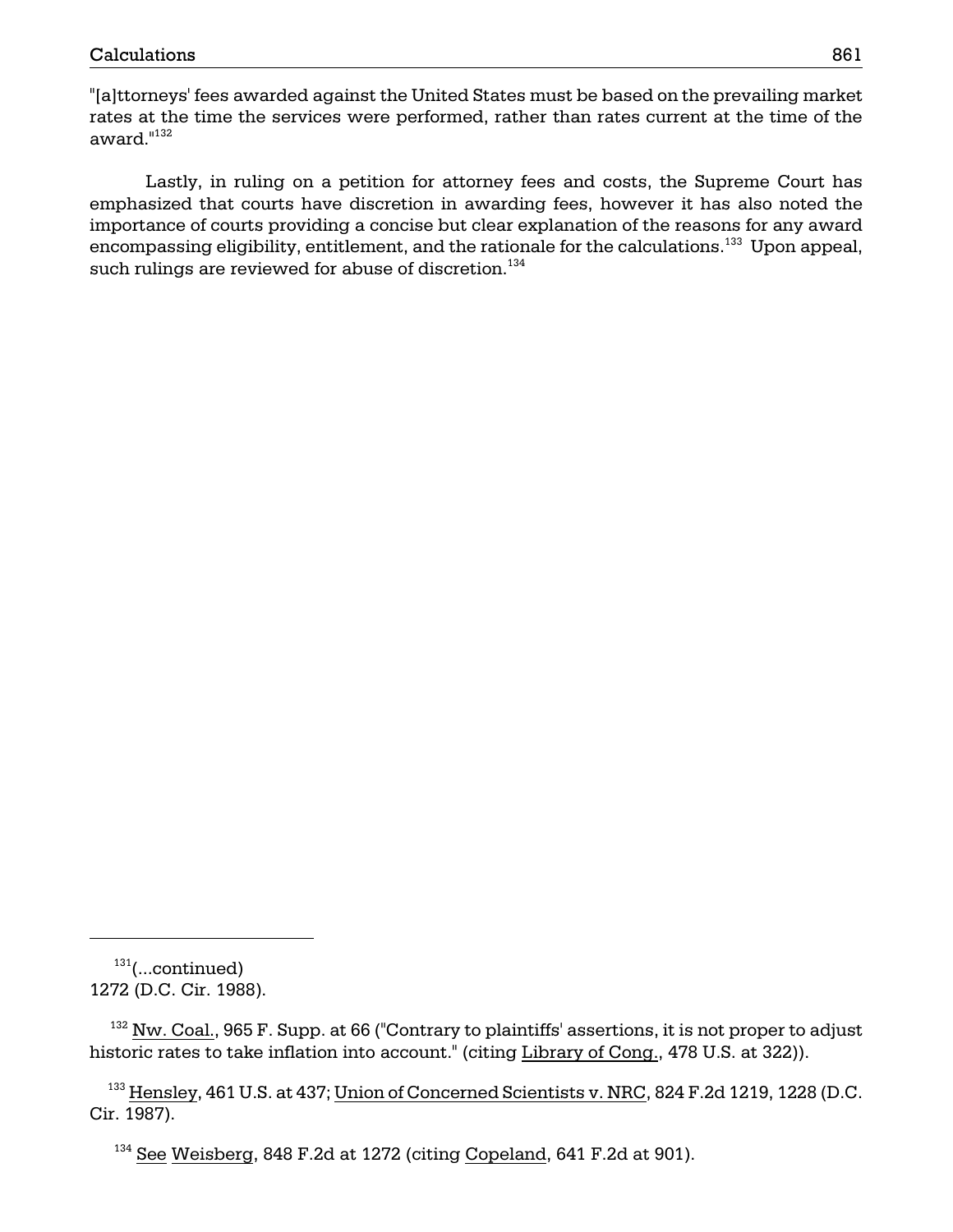"[a]ttorneys' fees awarded against the United States must be based on the prevailing market rates at the time the services were performed, rather than rates current at the time of the award."[132]

Lastly, in ruling on a petition for attorney fees and costs, the Supreme Court has emphasized that courts have discretion in awarding fees, however it has also noted the importance of courts providing a concise but clear explanation of the reasons for any award encompassing eligibility, entitlement, and the rationale for the calculations.[133] Upon appeal, such rulings are reviewed for abuse of discretion.[134]

---

[131](...continued) 1272 (D.C. Cir. 1988).

[132] Nw. Coal., 965 F. Supp. at 66 ("Contrary to plaintiffs' assertions, it is not proper to adjust historic rates to take inflation into account." (citing Library of Cong., 478 U.S. at 322)).

[133] Hensley, 461 U.S. at 437; Union of Concerned Scientists v. NRC, 824 F.2d 1219, 1228 (D.C. Cir. 1987).

[134] See Weisberg, 848 F.2d at 1272 (citing Copeland, 641 F.2d at 901).